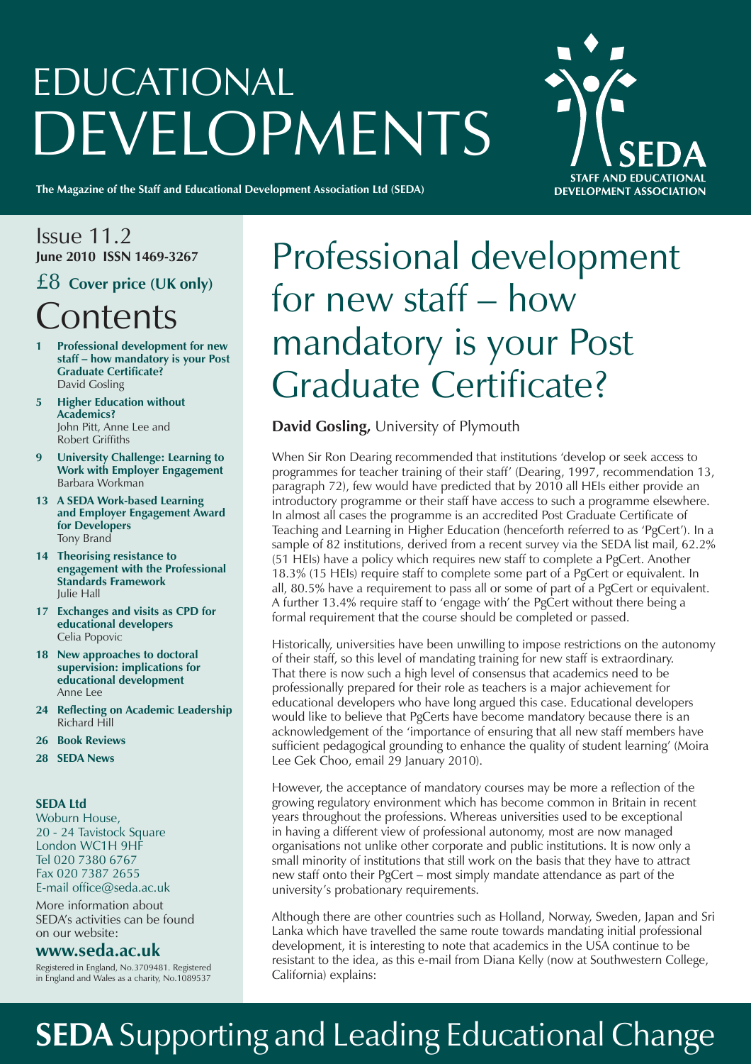# EDUCATIONAL DEVELOPMENTS

**The Magazine of the Staff and Educational Development Association Ltd (SEDA)**

SEDA
STAFF AND EDUCATIONAL DEVELOPMENT ASSOCIATION

Issue 11.2
**June 2010 ISSN 1469-3267**

£8 **Cover price (UK only)**

## Contents

- **1 Professional development for new staff – how mandatory is your Post Graduate Certificate?** David Gosling
- **5 Higher Education without Academics?** John Pitt, Anne Lee and Robert Griffiths
- **9 University Challenge: Learning to Work with Employer Engagement** Barbara Workman
- **13 A SEDA Work-based Learning and Employer Engagement Award for Developers** Tony Brand
- **14 Theorising resistance to engagement with the Professional Standards Framework** Julie Hall
- **17 Exchanges and visits as CPD for educational developers** Celia Popovic
- **18 New approaches to doctoral supervision: implications for educational development** Anne Lee
- **24 Reflecting on Academic Leadership** Richard Hill
- **26 Book Reviews**
- **28 SEDA News**

**SEDA Ltd**
Woburn House,
20 - 24 Tavistock Square
London WC1H 9HF
Tel 020 7380 6767
Fax 020 7387 2655
E-mail office@seda.ac.uk

More information about SEDA's activities can be found on our website:

**www.seda.ac.uk**

Registered in England, No.3709481. Registered in England and Wales as a charity, No.1089537

# Professional development for new staff – how mandatory is your Post Graduate Certificate?

**David Gosling,** University of Plymouth

When Sir Ron Dearing recommended that institutions 'develop or seek access to programmes for teacher training of their staff' (Dearing, 1997, recommendation 13, paragraph 72), few would have predicted that by 2010 all HEIs either provide an introductory programme or their staff have access to such a programme elsewhere. In almost all cases the programme is an accredited Post Graduate Certificate of Teaching and Learning in Higher Education (henceforth referred to as 'PgCert'). In a sample of 82 institutions, derived from a recent survey via the SEDA list mail, 62.2% (51 HEIs) have a policy which requires new staff to complete a PgCert. Another 18.3% (15 HEIs) require staff to complete some part of a PgCert or equivalent. In all, 80.5% have a requirement to pass all or some of part of a PgCert or equivalent. A further 13.4% require staff to 'engage with' the PgCert without there being a formal requirement that the course should be completed or passed.

Historically, universities have been unwilling to impose restrictions on the autonomy of their staff, so this level of mandating training for new staff is extraordinary. That there is now such a high level of consensus that academics need to be professionally prepared for their role as teachers is a major achievement for educational developers who have long argued this case. Educational developers would like to believe that PgCerts have become mandatory because there is an acknowledgement of the 'importance of ensuring that all new staff members have sufficient pedagogical grounding to enhance the quality of student learning' (Moira Lee Gek Choo, email 29 January 2010).

However, the acceptance of mandatory courses may be more a reflection of the growing regulatory environment which has become common in Britain in recent years throughout the professions. Whereas universities used to be exceptional in having a different view of professional autonomy, most are now managed organisations not unlike other corporate and public institutions. It is now only a small minority of institutions that still work on the basis that they have to attract new staff onto their PgCert – most simply mandate attendance as part of the university's probationary requirements.

Although there are other countries such as Holland, Norway, Sweden, Japan and Sri Lanka which have travelled the same route towards mandating initial professional development, it is interesting to note that academics in the USA continue to be resistant to the idea, as this e-mail from Diana Kelly (now at Southwestern College, California) explains:

**SEDA** Supporting and Leading Educational Change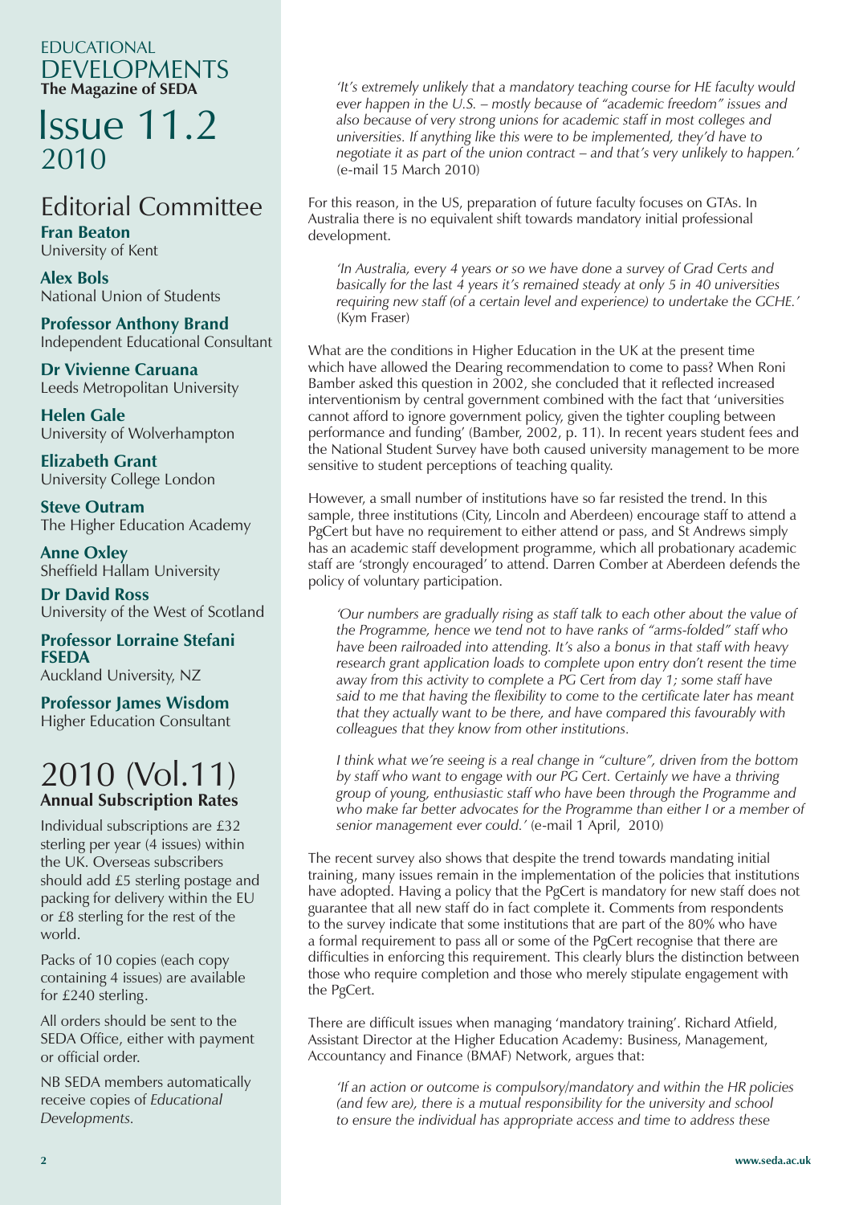# EDUCATIONAL DEVELOPMENTS

**The Magazine of SEDA**

# Issue 11.2

2010

## Editorial Committee

**Fran Beaton**
University of Kent

**Alex Bols**
National Union of Students

**Professor Anthony Brand**
Independent Educational Consultant

**Dr Vivienne Caruana**
Leeds Metropolitan University

**Helen Gale**
University of Wolverhampton

**Elizabeth Grant**
University College London

**Steve Outram**
The Higher Education Academy

**Anne Oxley**
Sheffield Hallam University

**Dr David Ross**
University of the West of Scotland

**Professor Lorraine Stefani FSEDA**
Auckland University, NZ

**Professor James Wisdom**
Higher Education Consultant

## 2010 (Vol.11)

**Annual Subscription Rates**

Individual subscriptions are £32 sterling per year (4 issues) within the UK. Overseas subscribers should add £5 sterling postage and packing for delivery within the EU or £8 sterling for the rest of the world.

Packs of 10 copies (each copy containing 4 issues) are available for £240 sterling.

All orders should be sent to the SEDA Office, either with payment or official order.

NB SEDA members automatically receive copies of *Educational Developments.*

---

*'It's extremely unlikely that a mandatory teaching course for HE faculty would ever happen in the U.S. – mostly because of "academic freedom" issues and also because of very strong unions for academic staff in most colleges and universities. If anything like this were to be implemented, they'd have to negotiate it as part of the union contract – and that's very unlikely to happen.'* (e-mail 15 March 2010)

For this reason, in the US, preparation of future faculty focuses on GTAs. In Australia there is no equivalent shift towards mandatory initial professional development.

*'In Australia, every 4 years or so we have done a survey of Grad Certs and basically for the last 4 years it's remained steady at only 5 in 40 universities requiring new staff (of a certain level and experience) to undertake the GCHE.'* (Kym Fraser)

What are the conditions in Higher Education in the UK at the present time which have allowed the Dearing recommendation to come to pass? When Roni Bamber asked this question in 2002, she concluded that it reflected increased interventionism by central government combined with the fact that 'universities cannot afford to ignore government policy, given the tighter coupling between performance and funding' (Bamber, 2002, p. 11). In recent years student fees and the National Student Survey have both caused university management to be more sensitive to student perceptions of teaching quality.

However, a small number of institutions have so far resisted the trend. In this sample, three institutions (City, Lincoln and Aberdeen) encourage staff to attend a PgCert but have no requirement to either attend or pass, and St Andrews simply has an academic staff development programme, which all probationary academic staff are 'strongly encouraged' to attend. Darren Comber at Aberdeen defends the policy of voluntary participation.

*'Our numbers are gradually rising as staff talk to each other about the value of the Programme, hence we tend not to have ranks of "arms-folded" staff who have been railroaded into attending. It's also a bonus in that staff with heavy research grant application loads to complete upon entry don't resent the time away from this activity to complete a PG Cert from day 1; some staff have said to me that having the flexibility to come to the certificate later has meant that they actually want to be there, and have compared this favourably with colleagues that they know from other institutions.*

*I think what we're seeing is a real change in "culture", driven from the bottom by staff who want to engage with our PG Cert. Certainly we have a thriving group of young, enthusiastic staff who have been through the Programme and who make far better advocates for the Programme than either I or a member of senior management ever could.'* (e-mail 1 April, 2010)

The recent survey also shows that despite the trend towards mandating initial training, many issues remain in the implementation of the policies that institutions have adopted. Having a policy that the PgCert is mandatory for new staff does not guarantee that all new staff do in fact complete it. Comments from respondents to the survey indicate that some institutions that are part of the 80% who have a formal requirement to pass all or some of the PgCert recognise that there are difficulties in enforcing this requirement. This clearly blurs the distinction between those who require completion and those who merely stipulate engagement with the PgCert.

There are difficult issues when managing 'mandatory training'. Richard Atfield, Assistant Director at the Higher Education Academy: Business, Management, Accountancy and Finance (BMAF) Network, argues that:

*'If an action or outcome is compulsory/mandatory and within the HR policies (and few are), there is a mutual responsibility for the university and school to ensure the individual has appropriate access and time to address these*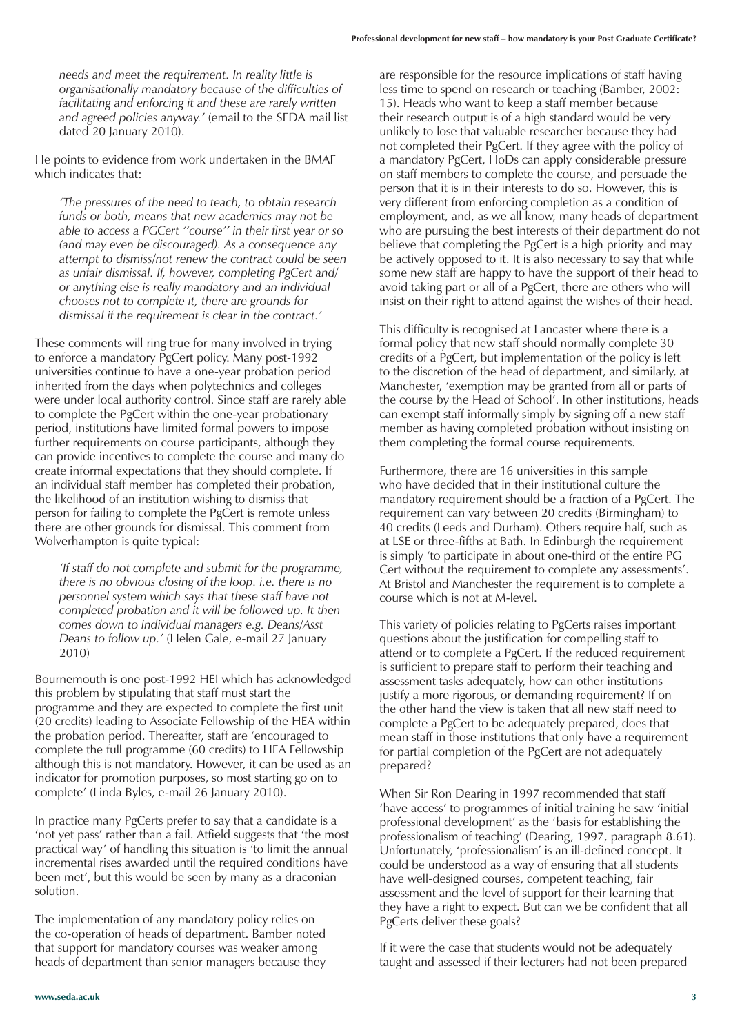*needs and meet the requirement. In reality little is organisationally mandatory because of the difficulties of facilitating and enforcing it and these are rarely written and agreed policies anyway.'* (email to the SEDA mail list dated 20 January 2010).

He points to evidence from work undertaken in the BMAF which indicates that:

> *'The pressures of the need to teach, to obtain research funds or both, means that new academics may not be able to access a PGCert ''course'' in their first year or so (and may even be discouraged). As a consequence any attempt to dismiss/not renew the contract could be seen as unfair dismissal. If, however, completing PgCert and/or anything else is really mandatory and an individual chooses not to complete it, there are grounds for dismissal if the requirement is clear in the contract.'*

These comments will ring true for many involved in trying to enforce a mandatory PgCert policy. Many post-1992 universities continue to have a one-year probation period inherited from the days when polytechnics and colleges were under local authority control. Since staff are rarely able to complete the PgCert within the one-year probationary period, institutions have limited formal powers to impose further requirements on course participants, although they can provide incentives to complete the course and many do create informal expectations that they should complete. If an individual staff member has completed their probation, the likelihood of an institution wishing to dismiss that person for failing to complete the PgCert is remote unless there are other grounds for dismissal. This comment from Wolverhampton is quite typical:

> *'If staff do not complete and submit for the programme, there is no obvious closing of the loop. i.e. there is no personnel system which says that these staff have not completed probation and it will be followed up. It then comes down to individual managers e.g. Deans/Asst Deans to follow up.'* (Helen Gale, e-mail 27 January 2010)

Bournemouth is one post-1992 HEI which has acknowledged this problem by stipulating that staff must start the programme and they are expected to complete the first unit (20 credits) leading to Associate Fellowship of the HEA within the probation period. Thereafter, staff are 'encouraged to complete the full programme (60 credits) to HEA Fellowship although this is not mandatory. However, it can be used as an indicator for promotion purposes, so most starting go on to complete' (Linda Byles, e-mail 26 January 2010).

In practice many PgCerts prefer to say that a candidate is a 'not yet pass' rather than a fail. Atfield suggests that 'the most practical way' of handling this situation is 'to limit the annual incremental rises awarded until the required conditions have been met', but this would be seen by many as a draconian solution.

The implementation of any mandatory policy relies on the co-operation of heads of department. Bamber noted that support for mandatory courses was weaker among heads of department than senior managers because they are responsible for the resource implications of staff having less time to spend on research or teaching (Bamber, 2002: 15). Heads who want to keep a staff member because their research output is of a high standard would be very unlikely to lose that valuable researcher because they had not completed their PgCert. If they agree with the policy of a mandatory PgCert, HoDs can apply considerable pressure on staff members to complete the course, and persuade the person that it is in their interests to do so. However, this is very different from enforcing completion as a condition of employment, and, as we all know, many heads of department who are pursuing the best interests of their department do not believe that completing the PgCert is a high priority and may be actively opposed to it. It is also necessary to say that while some new staff are happy to have the support of their head to avoid taking part or all of a PgCert, there are others who will insist on their right to attend against the wishes of their head.

This difficulty is recognised at Lancaster where there is a formal policy that new staff should normally complete 30 credits of a PgCert, but implementation of the policy is left to the discretion of the head of department, and similarly, at Manchester, 'exemption may be granted from all or parts of the course by the Head of School'. In other institutions, heads can exempt staff informally simply by signing off a new staff member as having completed probation without insisting on them completing the formal course requirements.

Furthermore, there are 16 universities in this sample who have decided that in their institutional culture the mandatory requirement should be a fraction of a PgCert. The requirement can vary between 20 credits (Birmingham) to 40 credits (Leeds and Durham). Others require half, such as at LSE or three-fifths at Bath. In Edinburgh the requirement is simply 'to participate in about one-third of the entire PG Cert without the requirement to complete any assessments'. At Bristol and Manchester the requirement is to complete a course which is not at M-level.

This variety of policies relating to PgCerts raises important questions about the justification for compelling staff to attend or to complete a PgCert. If the reduced requirement is sufficient to prepare staff to perform their teaching and assessment tasks adequately, how can other institutions justify a more rigorous, or demanding requirement? If on the other hand the view is taken that all new staff need to complete a PgCert to be adequately prepared, does that mean staff in those institutions that only have a requirement for partial completion of the PgCert are not adequately prepared?

When Sir Ron Dearing in 1997 recommended that staff 'have access' to programmes of initial training he saw 'initial professional development' as the 'basis for establishing the professionalism of teaching' (Dearing, 1997, paragraph 8.61). Unfortunately, 'professionalism' is an ill-defined concept. It could be understood as a way of ensuring that all students have well-designed courses, competent teaching, fair assessment and the level of support for their learning that they have a right to expect. But can we be confident that all PgCerts deliver these goals?

If it were the case that students would not be adequately taught and assessed if their lecturers had not been prepared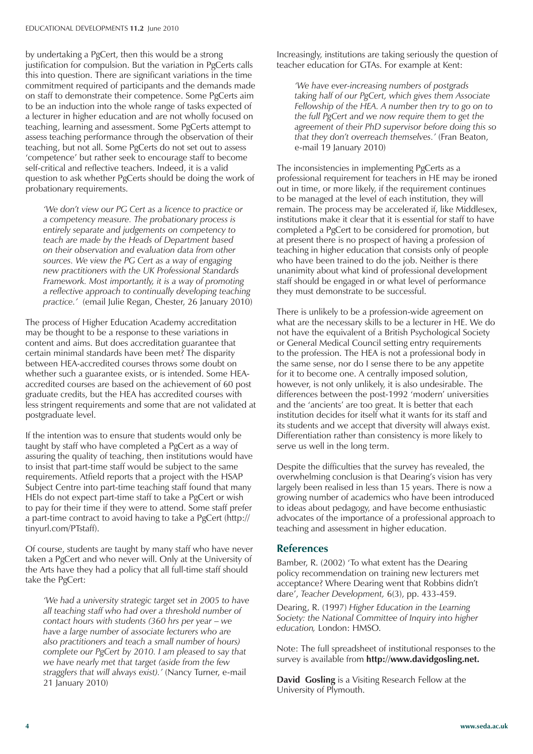by undertaking a PgCert, then this would be a strong justification for compulsion. But the variation in PgCerts calls this into question. There are significant variations in the time commitment required of participants and the demands made on staff to demonstrate their competence. Some PgCerts aim to be an induction into the whole range of tasks expected of a lecturer in higher education and are not wholly focused on teaching, learning and assessment. Some PgCerts attempt to assess teaching performance through the observation of their teaching, but not all. Some PgCerts do not set out to assess 'competence' but rather seek to encourage staff to become self-critical and reflective teachers. Indeed, it is a valid question to ask whether PgCerts should be doing the work of probationary requirements.

> *'We don't view our PG Cert as a licence to practice or a competency measure. The probationary process is entirely separate and judgements on competency to teach are made by the Heads of Department based on their observation and evaluation data from other sources. We view the PG Cert as a way of engaging new practitioners with the UK Professional Standards Framework. Most importantly, it is a way of promoting a reflective approach to continually developing teaching practice.'* (email Julie Regan, Chester, 26 January 2010)

The process of Higher Education Academy accreditation may be thought to be a response to these variations in content and aims. But does accreditation guarantee that certain minimal standards have been met? The disparity between HEA-accredited courses throws some doubt on whether such a guarantee exists, or is intended. Some HEA-accredited courses are based on the achievement of 60 post graduate credits, but the HEA has accredited courses with less stringent requirements and some that are not validated at postgraduate level.

If the intention was to ensure that students would only be taught by staff who have completed a PgCert as a way of assuring the quality of teaching, then institutions would have to insist that part-time staff would be subject to the same requirements. Atfield reports that a project with the HSAP Subject Centre into part-time teaching staff found that many HEIs do not expect part-time staff to take a PgCert or wish to pay for their time if they were to attend. Some staff prefer a part-time contract to avoid having to take a PgCert (http://tinyurl.com/PTstaff).

Of course, students are taught by many staff who have never taken a PgCert and who never will. Only at the University of the Arts have they had a policy that all full-time staff should take the PgCert:

> *'We had a university strategic target set in 2005 to have all teaching staff who had over a threshold number of contact hours with students (360 hrs per year – we have a large number of associate lecturers who are also practitioners and teach a small number of hours) complete our PgCert by 2010. I am pleased to say that we have nearly met that target (aside from the few stragglers that will always exist).'* (Nancy Turner, e-mail 21 January 2010)

Increasingly, institutions are taking seriously the question of teacher education for GTAs. For example at Kent:

> *'We have ever-increasing numbers of postgrads taking half of our PgCert, which gives them Associate Fellowship of the HEA. A number then try to go on to the full PgCert and we now require them to get the agreement of their PhD supervisor before doing this so that they don't overreach themselves.'* (Fran Beaton, e-mail 19 January 2010)

The inconsistencies in implementing PgCerts as a professional requirement for teachers in HE may be ironed out in time, or more likely, if the requirement continues to be managed at the level of each institution, they will remain. The process may be accelerated if, like Middlesex, institutions make it clear that it is essential for staff to have completed a PgCert to be considered for promotion, but at present there is no prospect of having a profession of teaching in higher education that consists only of people who have been trained to do the job. Neither is there unanimity about what kind of professional development staff should be engaged in or what level of performance they must demonstrate to be successful.

There is unlikely to be a profession-wide agreement on what are the necessary skills to be a lecturer in HE. We do not have the equivalent of a British Psychological Society or General Medical Council setting entry requirements to the profession. The HEA is not a professional body in the same sense, nor do I sense there to be any appetite for it to become one. A centrally imposed solution, however, is not only unlikely, it is also undesirable. The differences between the post-1992 'modern' universities and the 'ancients' are too great. It is better that each institution decides for itself what it wants for its staff and its students and we accept that diversity will always exist. Differentiation rather than consistency is more likely to serve us well in the long term.

Despite the difficulties that the survey has revealed, the overwhelming conclusion is that Dearing's vision has very largely been realised in less than 15 years. There is now a growing number of academics who have been introduced to ideas about pedagogy, and have become enthusiastic advocates of the importance of a professional approach to teaching and assessment in higher education.

## References

Bamber, R. (2002) 'To what extent has the Dearing policy recommendation on training new lecturers met acceptance? Where Dearing went that Robbins didn't dare', *Teacher Development,* 6(3), pp. 433-459.

Dearing, R. (1997) *Higher Education in the Learning Society: the National Committee of Inquiry into higher education,* London: HMSO.

Note: The full spreadsheet of institutional responses to the survey is available from **http://www.davidgosling.net.**

**David Gosling** is a Visiting Research Fellow at the University of Plymouth.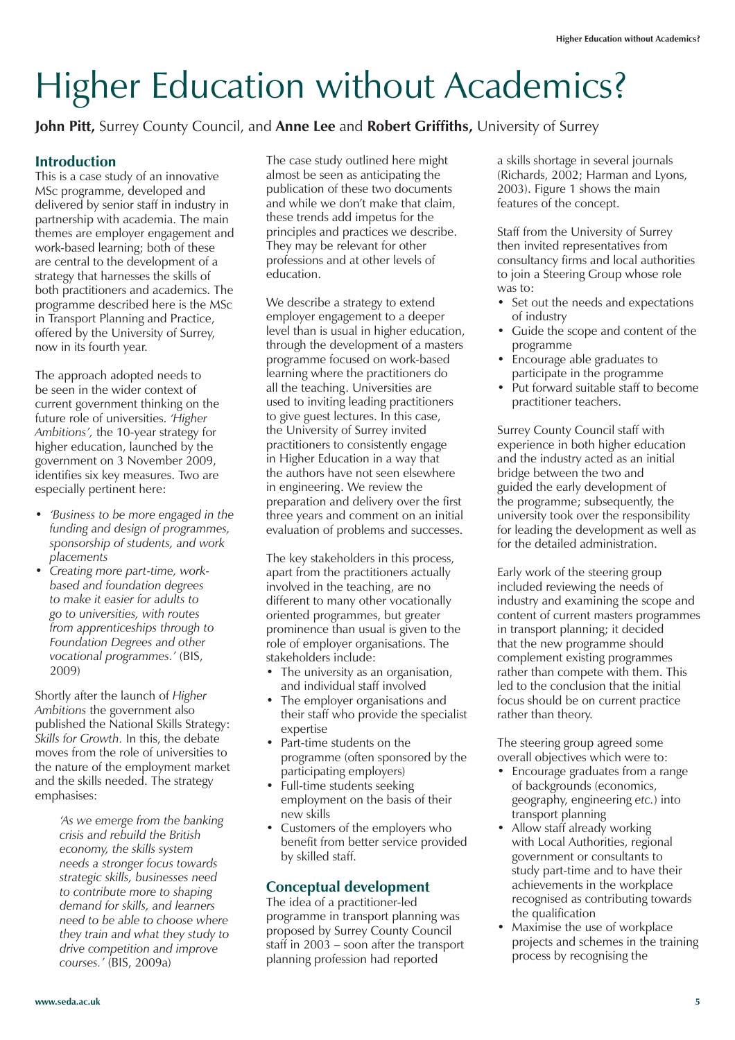# Higher Education without Academics?

**John Pitt,** Surrey County Council, and **Anne Lee** and **Robert Griffiths,** University of Surrey

## Introduction

This is a case study of an innovative MSc programme, developed and delivered by senior staff in industry in partnership with academia. The main themes are employer engagement and work-based learning; both of these are central to the development of a strategy that harnesses the skills of both practitioners and academics. The programme described here is the MSc in Transport Planning and Practice, offered by the University of Surrey, now in its fourth year.

The approach adopted needs to be seen in the wider context of current government thinking on the future role of universities. *'Higher Ambitions',* the 10-year strategy for higher education, launched by the government on 3 November 2009, identifies six key measures. Two are especially pertinent here:

- *'Business to be more engaged in the funding and design of programmes, sponsorship of students, and work placements*
- *Creating more part-time, work-based and foundation degrees to make it easier for adults to go to universities, with routes from apprenticeships through to Foundation Degrees and other vocational programmes.'* (BIS, 2009)

Shortly after the launch of *Higher Ambitions* the government also published the National Skills Strategy: *Skills for Growth.* In this, the debate moves from the role of universities to the nature of the employment market and the skills needed. The strategy emphasises:

> *'As we emerge from the banking crisis and rebuild the British economy, the skills system needs a stronger focus towards strategic skills, businesses need to contribute more to shaping demand for skills, and learners need to be able to choose where they train and what they study to drive competition and improve courses.'* (BIS, 2009a)

The case study outlined here might almost be seen as anticipating the publication of these two documents and while we don't make that claim, these trends add impetus for the principles and practices we describe. They may be relevant for other professions and at other levels of education.

We describe a strategy to extend employer engagement to a deeper level than is usual in higher education, through the development of a masters programme focused on work-based learning where the practitioners do all the teaching. Universities are used to inviting leading practitioners to give guest lectures. In this case, the University of Surrey invited practitioners to consistently engage in Higher Education in a way that the authors have not seen elsewhere in engineering. We review the preparation and delivery over the first three years and comment on an initial evaluation of problems and successes.

The key stakeholders in this process, apart from the practitioners actually involved in the teaching, are no different to many other vocationally oriented programmes, but greater prominence than usual is given to the role of employer organisations. The stakeholders include:

- The university as an organisation, and individual staff involved
- The employer organisations and their staff who provide the specialist expertise
- Part-time students on the programme (often sponsored by the participating employers)
- Full-time students seeking employment on the basis of their new skills
- Customers of the employers who benefit from better service provided by skilled staff.

## Conceptual development

The idea of a practitioner-led programme in transport planning was proposed by Surrey County Council staff in 2003 – soon after the transport planning profession had reported a skills shortage in several journals (Richards, 2002; Harman and Lyons, 2003). Figure 1 shows the main features of the concept.

Staff from the University of Surrey then invited representatives from consultancy firms and local authorities to join a Steering Group whose role was to:

- Set out the needs and expectations of industry
- Guide the scope and content of the programme
- Encourage able graduates to participate in the programme
- Put forward suitable staff to become practitioner teachers.

Surrey County Council staff with experience in both higher education and the industry acted as an initial bridge between the two and guided the early development of the programme; subsequently, the university took over the responsibility for leading the development as well as for the detailed administration.

Early work of the steering group included reviewing the needs of industry and examining the scope and content of current masters programmes in transport planning; it decided that the new programme should complement existing programmes rather than compete with them. This led to the conclusion that the initial focus should be on current practice rather than theory.

The steering group agreed some overall objectives which were to:

- Encourage graduates from a range of backgrounds (economics, geography, engineering *etc.*) into transport planning
- Allow staff already working with Local Authorities, regional government or consultants to study part-time and to have their achievements in the workplace recognised as contributing towards the qualification
- Maximise the use of workplace projects and schemes in the training process by recognising the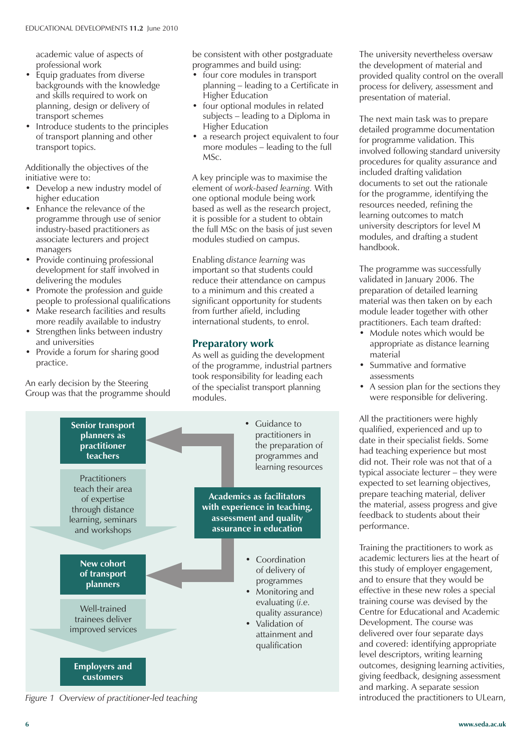academic value of aspects of professional work

- Equip graduates from diverse backgrounds with the knowledge and skills required to work on planning, design or delivery of transport schemes
- Introduce students to the principles of transport planning and other transport topics.

Additionally the objectives of the initiative were to:

- Develop a new industry model of higher education
- Enhance the relevance of the programme through use of senior industry-based practitioners as associate lecturers and project managers
- Provide continuing professional development for staff involved in delivering the modules
- Promote the profession and guide people to professional qualifications
- Make research facilities and results more readily available to industry
- Strengthen links between industry and universities
- Provide a forum for sharing good practice.

An early decision by the Steering Group was that the programme should be consistent with other postgraduate programmes and build using:

- four core modules in transport planning – leading to a Certificate in Higher Education
- four optional modules in related subjects – leading to a Diploma in Higher Education
- a research project equivalent to four more modules – leading to the full MSc.

A key principle was to maximise the element of *work-based learning*. With one optional module being work based as well as the research project, it is possible for a student to obtain the full MSc on the basis of just seven modules studied on campus.

Enabling *distance learning* was important so that students could reduce their attendance on campus to a minimum and this created a significant opportunity for students from further afield, including international students, to enrol.

## Preparatory work

As well as guiding the development of the programme, industrial partners took responsibility for leading each of the specialist transport planning modules.

**Senior transport planners as practitioner teachers**

Practitioners teach their area of expertise through distance learning, seminars and workshops

**New cohort of transport planners**

Well-trained trainees deliver improved services

**Employers and customers**

- Guidance to practitioners in the preparation of programmes and learning resources

**Academics as facilitators with experience in teaching, assessment and quality assurance in education**

- Coordination of delivery of programmes
- Monitoring and evaluating (*i.e.* quality assurance)
- Validation of attainment and qualification

*Figure 1 Overview of practitioner-led teaching*

The university nevertheless oversaw the development of material and provided quality control on the overall process for delivery, assessment and presentation of material.

The next main task was to prepare detailed programme documentation for programme validation. This involved following standard university procedures for quality assurance and included drafting validation documents to set out the rationale for the programme, identifying the resources needed, refining the learning outcomes to match university descriptors for level M modules, and drafting a student handbook.

The programme was successfully validated in January 2006. The preparation of detailed learning material was then taken on by each module leader together with other practitioners. Each team drafted:

- Module notes which would be appropriate as distance learning material
- Summative and formative assessments
- A session plan for the sections they were responsible for delivering.

All the practitioners were highly qualified, experienced and up to date in their specialist fields. Some had teaching experience but most did not. Their role was not that of a typical associate lecturer – they were expected to set learning objectives, prepare teaching material, deliver the material, assess progress and give feedback to students about their performance.

Training the practitioners to work as academic lecturers lies at the heart of this study of employer engagement, and to ensure that they would be effective in these new roles a special training course was devised by the Centre for Educational and Academic Development. The course was delivered over four separate days and covered: identifying appropriate level descriptors, writing learning outcomes, designing learning activities, giving feedback, designing assessment and marking. A separate session introduced the practitioners to ULearn,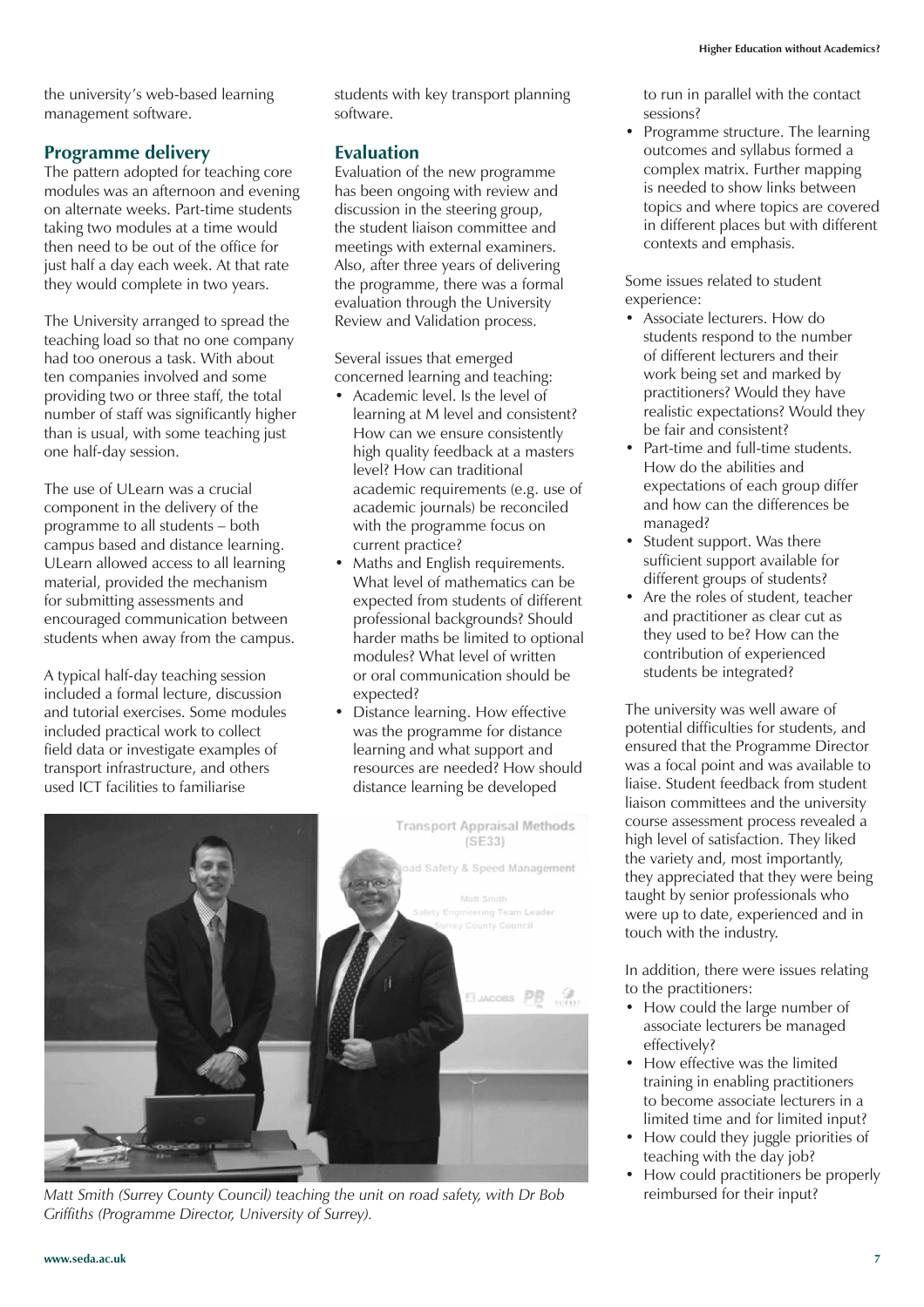the university's web-based learning management software.

## Programme delivery

The pattern adopted for teaching core modules was an afternoon and evening on alternate weeks. Part-time students taking two modules at a time would then need to be out of the office for just half a day each week. At that rate they would complete in two years.

The University arranged to spread the teaching load so that no one company had too onerous a task. With about ten companies involved and some providing two or three staff, the total number of staff was significantly higher than is usual, with some teaching just one half-day session.

The use of ULearn was a crucial component in the delivery of the programme to all students – both campus based and distance learning. ULearn allowed access to all learning material, provided the mechanism for submitting assessments and encouraged communication between students when away from the campus.

A typical half-day teaching session included a formal lecture, discussion and tutorial exercises. Some modules included practical work to collect field data or investigate examples of transport infrastructure, and others used ICT facilities to familiarise students with key transport planning software.

## Evaluation

Evaluation of the new programme has been ongoing with review and discussion in the steering group, the student liaison committee and meetings with external examiners. Also, after three years of delivering the programme, there was a formal evaluation through the University Review and Validation process.

Several issues that emerged concerned learning and teaching:

- Academic level. Is the level of learning at M level and consistent? How can we ensure consistently high quality feedback at a masters level? How can traditional academic requirements (e.g. use of academic journals) be reconciled with the programme focus on current practice?
- Maths and English requirements. What level of mathematics can be expected from students of different professional backgrounds? Should harder maths be limited to optional modules? What level of written or oral communication should be expected?
- Distance learning. How effective was the programme for distance learning and what support and resources are needed? How should distance learning be developed to run in parallel with the contact sessions?
- Programme structure. The learning outcomes and syllabus formed a complex matrix. Further mapping is needed to show links between topics and where topics are covered in different places but with different contexts and emphasis.

*Matt Smith (Surrey County Council) teaching the unit on road safety, with Dr Bob Griffiths (Programme Director, University of Surrey).*

Some issues related to student experience:

- Associate lecturers. How do students respond to the number of different lecturers and their work being set and marked by practitioners? Would they have realistic expectations? Would they be fair and consistent?
- Part-time and full-time students. How do the abilities and expectations of each group differ and how can the differences be managed?
- Student support. Was there sufficient support available for different groups of students?
- Are the roles of student, teacher and practitioner as clear cut as they used to be? How can the contribution of experienced students be integrated?

The university was well aware of potential difficulties for students, and ensured that the Programme Director was a focal point and was available to liaise. Student feedback from student liaison committees and the university course assessment process revealed a high level of satisfaction. They liked the variety and, most importantly, they appreciated that they were being taught by senior professionals who were up to date, experienced and in touch with the industry.

In addition, there were issues relating to the practitioners:

- How could the large number of associate lecturers be managed effectively?
- How effective was the limited training in enabling practitioners to become associate lecturers in a limited time and for limited input?
- How could they juggle priorities of teaching with the day job?
- How could practitioners be properly reimbursed for their input?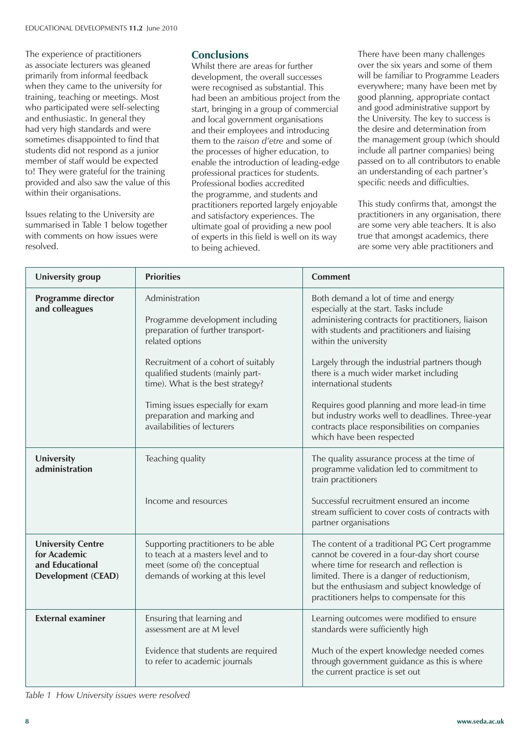The experience of practitioners as associate lecturers was gleaned primarily from informal feedback when they came to the university for training, teaching or meetings. Most who participated were self-selecting and enthusiastic. In general they had very high standards and were sometimes disappointed to find that students did not respond as a junior member of staff would be expected to! They were grateful for the training provided and also saw the value of this within their organisations.

Issues relating to the University are summarised in Table 1 below together with comments on how issues were resolved.

## Conclusions

Whilst there are areas for further development, the overall successes were recognised as substantial. This had been an ambitious project from the start, bringing in a group of commercial and local government organisations and their employees and introducing them to the *raison d'etre* and some of the processes of higher education, to enable the introduction of leading-edge professional practices for students. Professional bodies accredited the programme, and students and practitioners reported largely enjoyable and satisfactory experiences. The ultimate goal of providing a new pool of experts in this field is well on its way to being achieved.

There have been many challenges over the six years and some of them will be familiar to Programme Leaders everywhere; many have been met by good planning, appropriate contact and good administrative support by the University. The key to success is the desire and determination from the management group (which should include all partner companies) being passed on to all contributors to enable an understanding of each partner's specific needs and difficulties.

This study confirms that, amongst the practitioners in any organisation, there are some very able teachers. It is also true that amongst academics, there are some very able practitioners and

| University group | Priorities | Comment |
|---|---|---|
| **Programme director and colleagues** | Administration<br><br>Programme development including preparation of further transport-related options | Both demand a lot of time and energy especially at the start. Tasks include administering contracts for practitioners, liaison with students and practitioners and liaising within the university |
| | Recruitment of a cohort of suitably qualified students (mainly part-time). What is the best strategy? | Largely through the industrial partners though there is a much wider market including international students |
| | Timing issues especially for exam preparation and marking and availabilities of lecturers | Requires good planning and more lead-in time but industry works well to deadlines. Three-year contracts place responsibilities on companies which have been respected |
| **University administration** | Teaching quality | The quality assurance process at the time of programme validation led to commitment to train practitioners |
| | Income and resources | Successful recruitment ensured an income stream sufficient to cover costs of contracts with partner organisations |
| **University Centre for Academic and Educational Development (CEAD)** | Supporting practitioners to be able to teach at a masters level and to meet (some of) the conceptual demands of working at this level | The content of a traditional PG Cert programme cannot be covered in a four-day short course where time for research and reflection is limited. There is a danger of reductionism, but the enthusiasm and subject knowledge of practitioners helps to compensate for this |
| **External examiner** | Ensuring that learning and assessment are at M level | Learning outcomes were modified to ensure standards were sufficiently high |
| | Evidence that students are required to refer to academic journals | Much of the expert knowledge needed comes through government guidance as this is where the current practice is set out |

*Table 1 How University issues were resolved*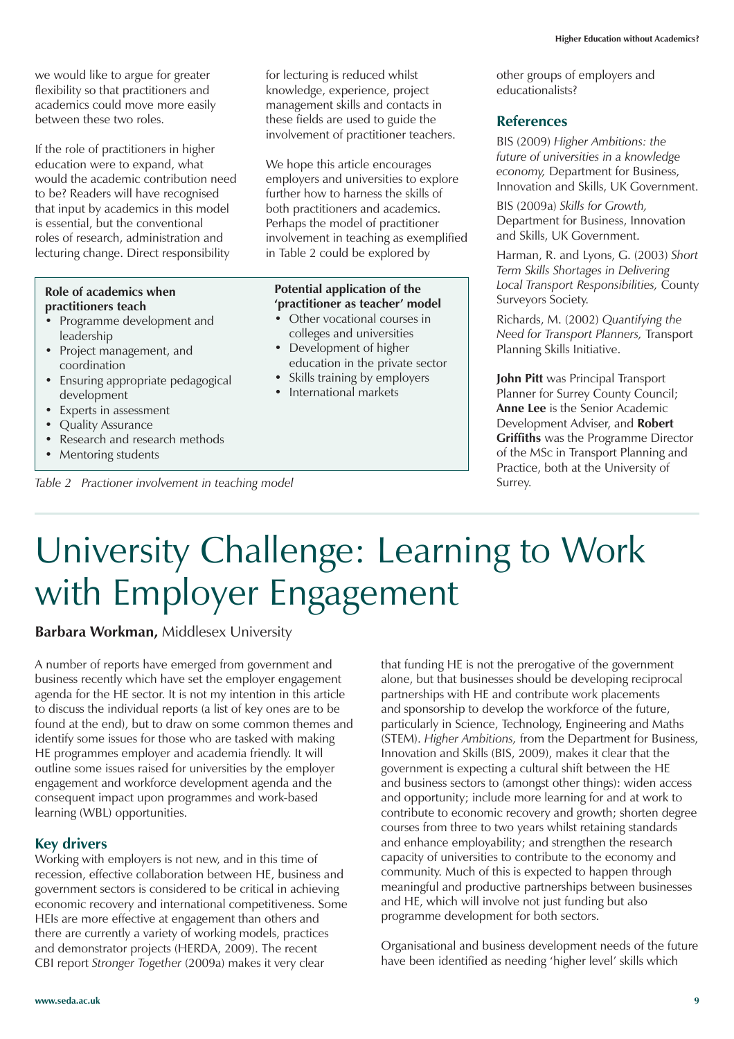we would like to argue for greater flexibility so that practitioners and academics could move more easily between these two roles.

If the role of practitioners in higher education were to expand, what would the academic contribution need to be? Readers will have recognised that input by academics in this model is essential, but the conventional roles of research, administration and lecturing change. Direct responsibility for lecturing is reduced whilst knowledge, experience, project management skills and contacts in these fields are used to guide the involvement of practitioner teachers.

We hope this article encourages employers and universities to explore further how to harness the skills of both practitioners and academics. Perhaps the model of practitioner involvement in teaching as exemplified in Table 2 could be explored by other groups of employers and educationalists?

| Role of academics when practitioners teach | Potential application of the 'practitioner as teacher' model |
| --- | --- |
| • Programme development and leadership<br>• Project management, and coordination<br>• Ensuring appropriate pedagogical development<br>• Experts in assessment<br>• Quality Assurance<br>• Research and research methods<br>• Mentoring students | • Other vocational courses in colleges and universities<br>• Development of higher education in the private sector<br>• Skills training by employers<br>• International markets |

*Table 2 Practioner involvement in teaching model*

## References

BIS (2009) *Higher Ambitions: the future of universities in a knowledge economy,* Department for Business, Innovation and Skills, UK Government.

BIS (2009a) *Skills for Growth,* Department for Business, Innovation and Skills, UK Government.

Harman, R. and Lyons, G. (2003) *Short Term Skills Shortages in Delivering Local Transport Responsibilities,* County Surveyors Society.

Richards, M. (2002) *Quantifying the Need for Transport Planners,* Transport Planning Skills Initiative.

**John Pitt** was Principal Transport Planner for Surrey County Council; **Anne Lee** is the Senior Academic Development Adviser, and **Robert Griffiths** was the Programme Director of the MSc in Transport Planning and Practice, both at the University of Surrey.

# University Challenge: Learning to Work with Employer Engagement

**Barbara Workman,** Middlesex University

A number of reports have emerged from government and business recently which have set the employer engagement agenda for the HE sector. It is not my intention in this article to discuss the individual reports (a list of key ones are to be found at the end), but to draw on some common themes and identify some issues for those who are tasked with making HE programmes employer and academia friendly. It will outline some issues raised for universities by the employer engagement and workforce development agenda and the consequent impact upon programmes and work-based learning (WBL) opportunities.

## Key drivers

Working with employers is not new, and in this time of recession, effective collaboration between HE, business and government sectors is considered to be critical in achieving economic recovery and international competitiveness. Some HEIs are more effective at engagement than others and there are currently a variety of working models, practices and demonstrator projects (HERDA, 2009). The recent CBI report *Stronger Together* (2009a) makes it very clear that funding HE is not the prerogative of the government alone, but that businesses should be developing reciprocal partnerships with HE and contribute work placements and sponsorship to develop the workforce of the future, particularly in Science, Technology, Engineering and Maths (STEM). *Higher Ambitions,* from the Department for Business, Innovation and Skills (BIS, 2009), makes it clear that the government is expecting a cultural shift between the HE and business sectors to (amongst other things): widen access and opportunity; include more learning for and at work to contribute to economic recovery and growth; shorten degree courses from three to two years whilst retaining standards and enhance employability; and strengthen the research capacity of universities to contribute to the economy and community. Much of this is expected to happen through meaningful and productive partnerships between businesses and HE, which will involve not just funding but also programme development for both sectors.

Organisational and business development needs of the future have been identified as needing 'higher level' skills which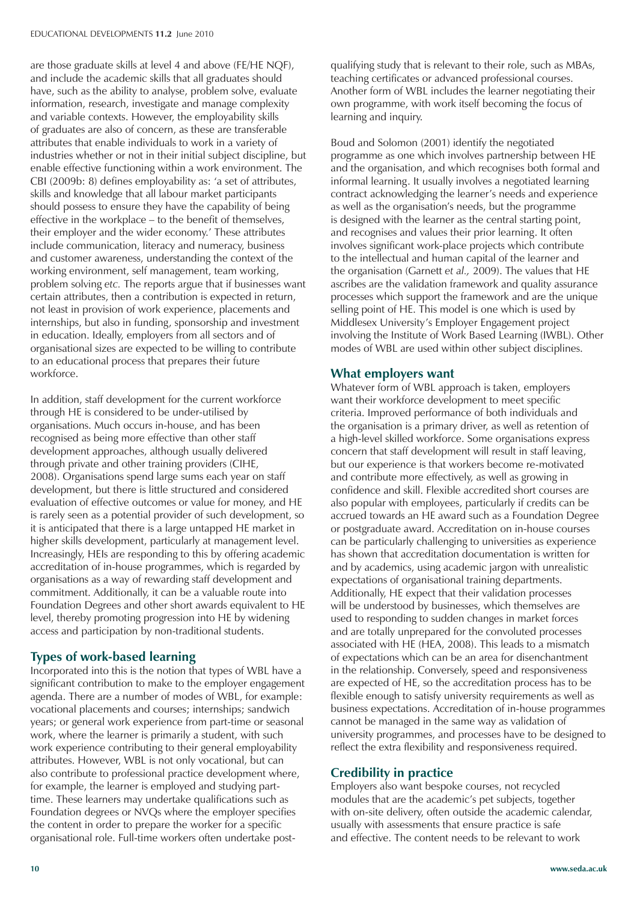are those graduate skills at level 4 and above (FE/HE NQF), and include the academic skills that all graduates should have, such as the ability to analyse, problem solve, evaluate information, research, investigate and manage complexity and variable contexts. However, the employability skills of graduates are also of concern, as these are transferable attributes that enable individuals to work in a variety of industries whether or not in their initial subject discipline, but enable effective functioning within a work environment. The CBI (2009b: 8) defines employability as: 'a set of attributes, skills and knowledge that all labour market participants should possess to ensure they have the capability of being effective in the workplace – to the benefit of themselves, their employer and the wider economy.' These attributes include communication, literacy and numeracy, business and customer awareness, understanding the context of the working environment, self management, team working, problem solving *etc.* The reports argue that if businesses want certain attributes, then a contribution is expected in return, not least in provision of work experience, placements and internships, but also in funding, sponsorship and investment in education. Ideally, employers from all sectors and of organisational sizes are expected to be willing to contribute to an educational process that prepares their future workforce.

In addition, staff development for the current workforce through HE is considered to be under-utilised by organisations. Much occurs in-house, and has been recognised as being more effective than other staff development approaches, although usually delivered through private and other training providers (CIHE, 2008). Organisations spend large sums each year on staff development, but there is little structured and considered evaluation of effective outcomes or value for money, and HE is rarely seen as a potential provider of such development, so it is anticipated that there is a large untapped HE market in higher skills development, particularly at management level. Increasingly, HEIs are responding to this by offering academic accreditation of in-house programmes, which is regarded by organisations as a way of rewarding staff development and commitment. Additionally, it can be a valuable route into Foundation Degrees and other short awards equivalent to HE level, thereby promoting progression into HE by widening access and participation by non-traditional students.

## Types of work-based learning

Incorporated into this is the notion that types of WBL have a significant contribution to make to the employer engagement agenda. There are a number of modes of WBL, for example: vocational placements and courses; internships; sandwich years; or general work experience from part-time or seasonal work, where the learner is primarily a student, with such work experience contributing to their general employability attributes. However, WBL is not only vocational, but can also contribute to professional practice development where, for example, the learner is employed and studying part-time. These learners may undertake qualifications such as Foundation degrees or NVQs where the employer specifies the content in order to prepare the worker for a specific organisational role. Full-time workers often undertake post-qualifying study that is relevant to their role, such as MBAs, teaching certificates or advanced professional courses. Another form of WBL includes the learner negotiating their own programme, with work itself becoming the focus of learning and inquiry.

Boud and Solomon (2001) identify the negotiated programme as one which involves partnership between HE and the organisation, and which recognises both formal and informal learning. It usually involves a negotiated learning contract acknowledging the learner's needs and experience as well as the organisation's needs, but the programme is designed with the learner as the central starting point, and recognises and values their prior learning. It often involves significant work-place projects which contribute to the intellectual and human capital of the learner and the organisation (Garnett *et al.,* 2009). The values that HE ascribes are the validation framework and quality assurance processes which support the framework and are the unique selling point of HE. This model is one which is used by Middlesex University's Employer Engagement project involving the Institute of Work Based Learning (IWBL). Other modes of WBL are used within other subject disciplines.

## What employers want

Whatever form of WBL approach is taken, employers want their workforce development to meet specific criteria. Improved performance of both individuals and the organisation is a primary driver, as well as retention of a high-level skilled workforce. Some organisations express concern that staff development will result in staff leaving, but our experience is that workers become re-motivated and contribute more effectively, as well as growing in confidence and skill. Flexible accredited short courses are also popular with employees, particularly if credits can be accrued towards an HE award such as a Foundation Degree or postgraduate award. Accreditation on in-house courses can be particularly challenging to universities as experience has shown that accreditation documentation is written for and by academics, using academic jargon with unrealistic expectations of organisational training departments. Additionally, HE expect that their validation processes will be understood by businesses, which themselves are used to responding to sudden changes in market forces and are totally unprepared for the convoluted processes associated with HE (HEA, 2008). This leads to a mismatch of expectations which can be an area for disenchantment in the relationship. Conversely, speed and responsiveness are expected of HE, so the accreditation process has to be flexible enough to satisfy university requirements as well as business expectations. Accreditation of in-house programmes cannot be managed in the same way as validation of university programmes, and processes have to be designed to reflect the extra flexibility and responsiveness required.

## Credibility in practice

Employers also want bespoke courses, not recycled modules that are the academic's pet subjects, together with on-site delivery, often outside the academic calendar, usually with assessments that ensure practice is safe and effective. The content needs to be relevant to work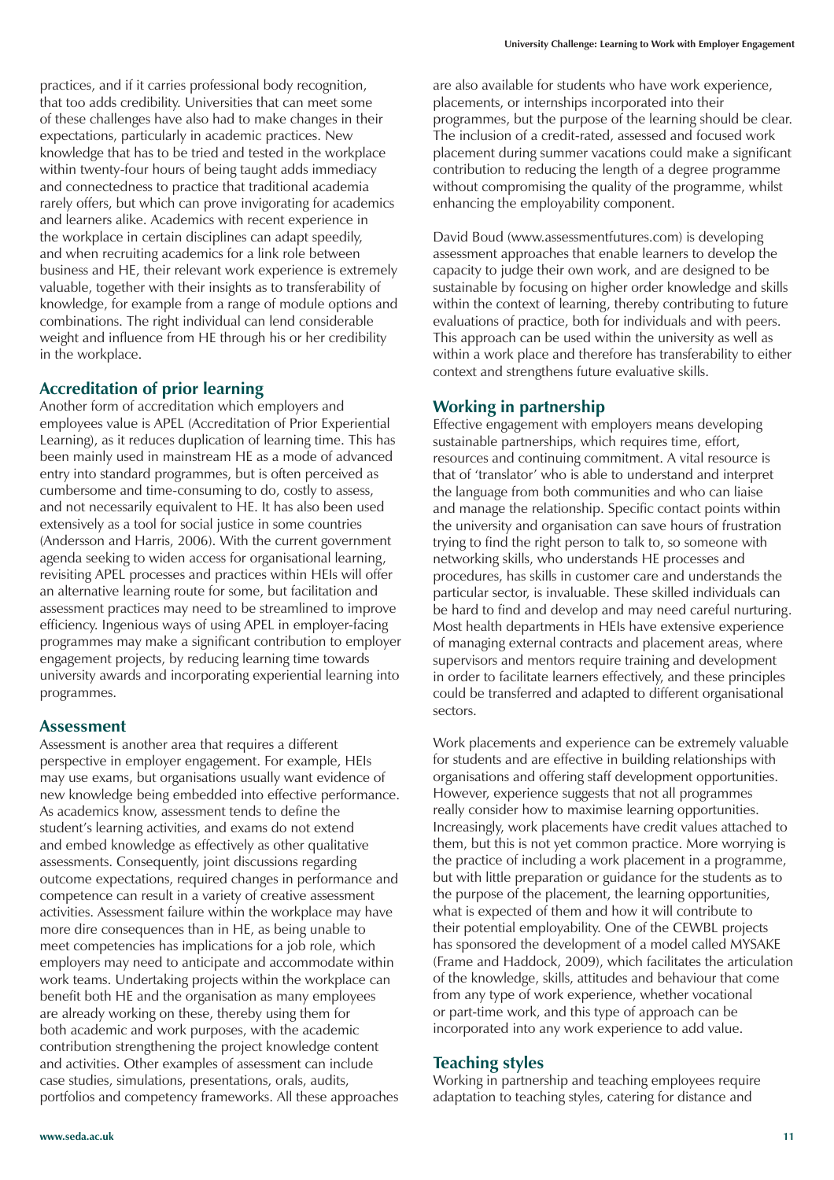practices, and if it carries professional body recognition, that too adds credibility. Universities that can meet some of these challenges have also had to make changes in their expectations, particularly in academic practices. New knowledge that has to be tried and tested in the workplace within twenty-four hours of being taught adds immediacy and connectedness to practice that traditional academia rarely offers, but which can prove invigorating for academics and learners alike. Academics with recent experience in the workplace in certain disciplines can adapt speedily, and when recruiting academics for a link role between business and HE, their relevant work experience is extremely valuable, together with their insights as to transferability of knowledge, for example from a range of module options and combinations. The right individual can lend considerable weight and influence from HE through his or her credibility in the workplace.

## Accreditation of prior learning

Another form of accreditation which employers and employees value is APEL (Accreditation of Prior Experiential Learning), as it reduces duplication of learning time. This has been mainly used in mainstream HE as a mode of advanced entry into standard programmes, but is often perceived as cumbersome and time-consuming to do, costly to assess, and not necessarily equivalent to HE. It has also been used extensively as a tool for social justice in some countries (Andersson and Harris, 2006). With the current government agenda seeking to widen access for organisational learning, revisiting APEL processes and practices within HEIs will offer an alternative learning route for some, but facilitation and assessment practices may need to be streamlined to improve efficiency. Ingenious ways of using APEL in employer-facing programmes may make a significant contribution to employer engagement projects, by reducing learning time towards university awards and incorporating experiential learning into programmes.

## Assessment

Assessment is another area that requires a different perspective in employer engagement. For example, HEIs may use exams, but organisations usually want evidence of new knowledge being embedded into effective performance. As academics know, assessment tends to define the student's learning activities, and exams do not extend and embed knowledge as effectively as other qualitative assessments. Consequently, joint discussions regarding outcome expectations, required changes in performance and competence can result in a variety of creative assessment activities. Assessment failure within the workplace may have more dire consequences than in HE, as being unable to meet competencies has implications for a job role, which employers may need to anticipate and accommodate within work teams. Undertaking projects within the workplace can benefit both HE and the organisation as many employees are already working on these, thereby using them for both academic and work purposes, with the academic contribution strengthening the project knowledge content and activities. Other examples of assessment can include case studies, simulations, presentations, orals, audits, portfolios and competency frameworks. All these approaches are also available for students who have work experience, placements, or internships incorporated into their programmes, but the purpose of the learning should be clear. The inclusion of a credit-rated, assessed and focused work placement during summer vacations could make a significant contribution to reducing the length of a degree programme without compromising the quality of the programme, whilst enhancing the employability component.

David Boud (www.assessmentfutures.com) is developing assessment approaches that enable learners to develop the capacity to judge their own work, and are designed to be sustainable by focusing on higher order knowledge and skills within the context of learning, thereby contributing to future evaluations of practice, both for individuals and with peers. This approach can be used within the university as well as within a work place and therefore has transferability to either context and strengthens future evaluative skills.

## Working in partnership

Effective engagement with employers means developing sustainable partnerships, which requires time, effort, resources and continuing commitment. A vital resource is that of 'translator' who is able to understand and interpret the language from both communities and who can liaise and manage the relationship. Specific contact points within the university and organisation can save hours of frustration trying to find the right person to talk to, so someone with networking skills, who understands HE processes and procedures, has skills in customer care and understands the particular sector, is invaluable. These skilled individuals can be hard to find and develop and may need careful nurturing. Most health departments in HEIs have extensive experience of managing external contracts and placement areas, where supervisors and mentors require training and development in order to facilitate learners effectively, and these principles could be transferred and adapted to different organisational sectors.

Work placements and experience can be extremely valuable for students and are effective in building relationships with organisations and offering staff development opportunities. However, experience suggests that not all programmes really consider how to maximise learning opportunities. Increasingly, work placements have credit values attached to them, but this is not yet common practice. More worrying is the practice of including a work placement in a programme, but with little preparation or guidance for the students as to the purpose of the placement, the learning opportunities, what is expected of them and how it will contribute to their potential employability. One of the CEWBL projects has sponsored the development of a model called MYSAKE (Frame and Haddock, 2009), which facilitates the articulation of the knowledge, skills, attitudes and behaviour that come from any type of work experience, whether vocational or part-time work, and this type of approach can be incorporated into any work experience to add value.

## Teaching styles

Working in partnership and teaching employees require adaptation to teaching styles, catering for distance and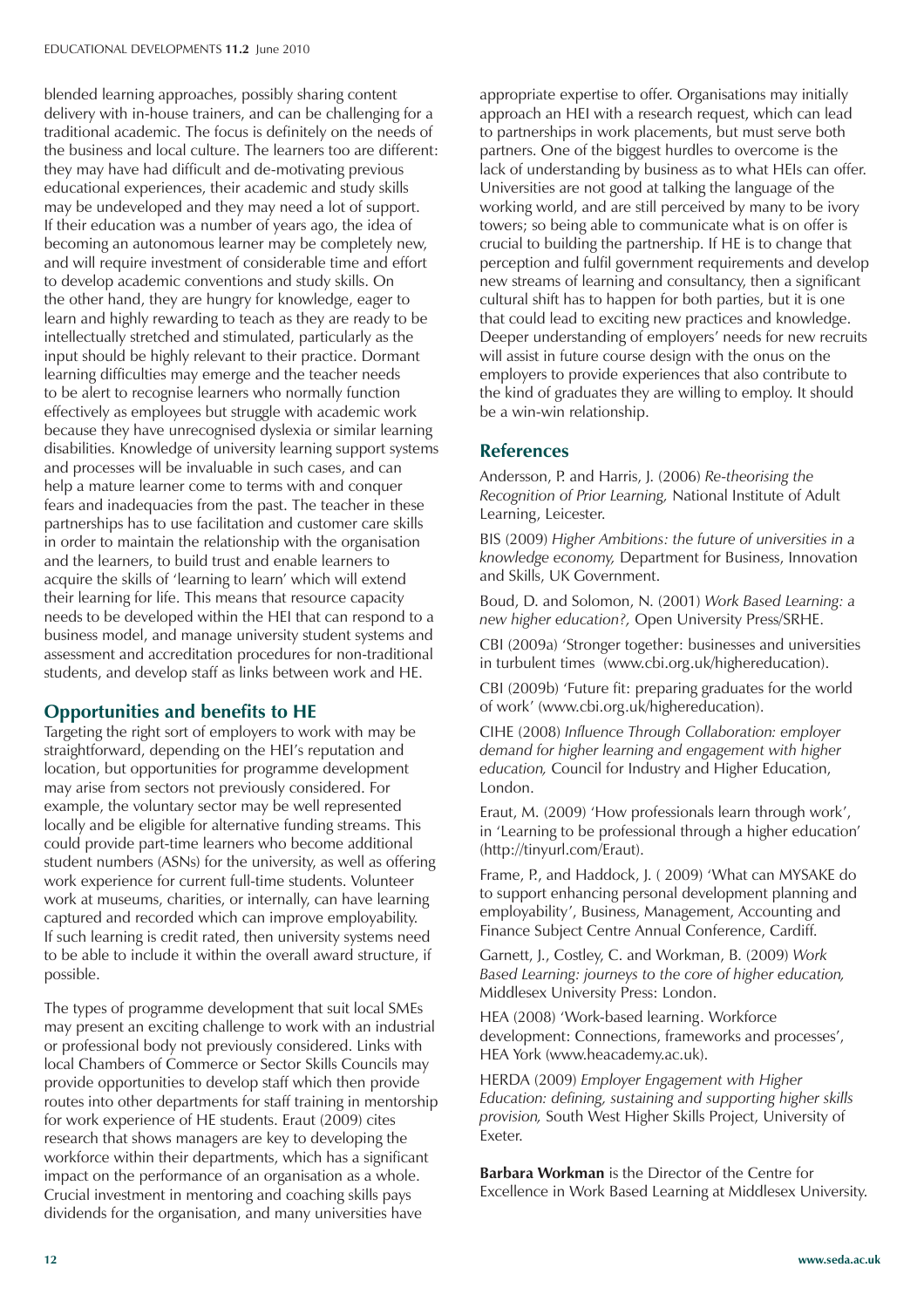blended learning approaches, possibly sharing content delivery with in-house trainers, and can be challenging for a traditional academic. The focus is definitely on the needs of the business and local culture. The learners too are different: they may have had difficult and de-motivating previous educational experiences, their academic and study skills may be undeveloped and they may need a lot of support. If their education was a number of years ago, the idea of becoming an autonomous learner may be completely new, and will require investment of considerable time and effort to develop academic conventions and study skills. On the other hand, they are hungry for knowledge, eager to learn and highly rewarding to teach as they are ready to be intellectually stretched and stimulated, particularly as the input should be highly relevant to their practice. Dormant learning difficulties may emerge and the teacher needs to be alert to recognise learners who normally function effectively as employees but struggle with academic work because they have unrecognised dyslexia or similar learning disabilities. Knowledge of university learning support systems and processes will be invaluable in such cases, and can help a mature learner come to terms with and conquer fears and inadequacies from the past. The teacher in these partnerships has to use facilitation and customer care skills in order to maintain the relationship with the organisation and the learners, to build trust and enable learners to acquire the skills of 'learning to learn' which will extend their learning for life. This means that resource capacity needs to be developed within the HEI that can respond to a business model, and manage university student systems and assessment and accreditation procedures for non-traditional students, and develop staff as links between work and HE.

## Opportunities and benefits to HE

Targeting the right sort of employers to work with may be straightforward, depending on the HEI's reputation and location, but opportunities for programme development may arise from sectors not previously considered. For example, the voluntary sector may be well represented locally and be eligible for alternative funding streams. This could provide part-time learners who become additional student numbers (ASNs) for the university, as well as offering work experience for current full-time students. Volunteer work at museums, charities, or internally, can have learning captured and recorded which can improve employability. If such learning is credit rated, then university systems need to be able to include it within the overall award structure, if possible.

The types of programme development that suit local SMEs may present an exciting challenge to work with an industrial or professional body not previously considered. Links with local Chambers of Commerce or Sector Skills Councils may provide opportunities to develop staff which then provide routes into other departments for staff training in mentorship for work experience of HE students. Eraut (2009) cites research that shows managers are key to developing the workforce within their departments, which has a significant impact on the performance of an organisation as a whole. Crucial investment in mentoring and coaching skills pays dividends for the organisation, and many universities have appropriate expertise to offer. Organisations may initially approach an HEI with a research request, which can lead to partnerships in work placements, but must serve both partners. One of the biggest hurdles to overcome is the lack of understanding by business as to what HEIs can offer. Universities are not good at talking the language of the working world, and are still perceived by many to be ivory towers; so being able to communicate what is on offer is crucial to building the partnership. If HE is to change that perception and fulfil government requirements and develop new streams of learning and consultancy, then a significant cultural shift has to happen for both parties, but it is one that could lead to exciting new practices and knowledge. Deeper understanding of employers' needs for new recruits will assist in future course design with the onus on the employers to provide experiences that also contribute to the kind of graduates they are willing to employ. It should be a win-win relationship.

## References

Andersson, P. and Harris, J. (2006) *Re-theorising the Recognition of Prior Learning,* National Institute of Adult Learning, Leicester.

BIS (2009) *Higher Ambitions: the future of universities in a knowledge economy,* Department for Business, Innovation and Skills, UK Government.

Boud, D. and Solomon, N. (2001) *Work Based Learning: a new higher education?,* Open University Press/SRHE.

CBI (2009a) 'Stronger together: businesses and universities in turbulent times (www.cbi.org.uk/highereducation).

CBI (2009b) 'Future fit: preparing graduates for the world of work' (www.cbi.org.uk/highereducation).

CIHE (2008) *Influence Through Collaboration: employer demand for higher learning and engagement with higher education,* Council for Industry and Higher Education, London.

Eraut, M. (2009) 'How professionals learn through work', in 'Learning to be professional through a higher education' (http://tinyurl.com/Eraut).

Frame, P., and Haddock, J. ( 2009) 'What can MYSAKE do to support enhancing personal development planning and employability', Business, Management, Accounting and Finance Subject Centre Annual Conference, Cardiff.

Garnett, J., Costley, C. and Workman, B. (2009) *Work Based Learning: journeys to the core of higher education,* Middlesex University Press: London.

HEA (2008) 'Work-based learning. Workforce development: Connections, frameworks and processes', HEA York (www.heacademy.ac.uk).

HERDA (2009) *Employer Engagement with Higher Education: defining, sustaining and supporting higher skills provision,* South West Higher Skills Project, University of Exeter.

**Barbara Workman** is the Director of the Centre for Excellence in Work Based Learning at Middlesex University.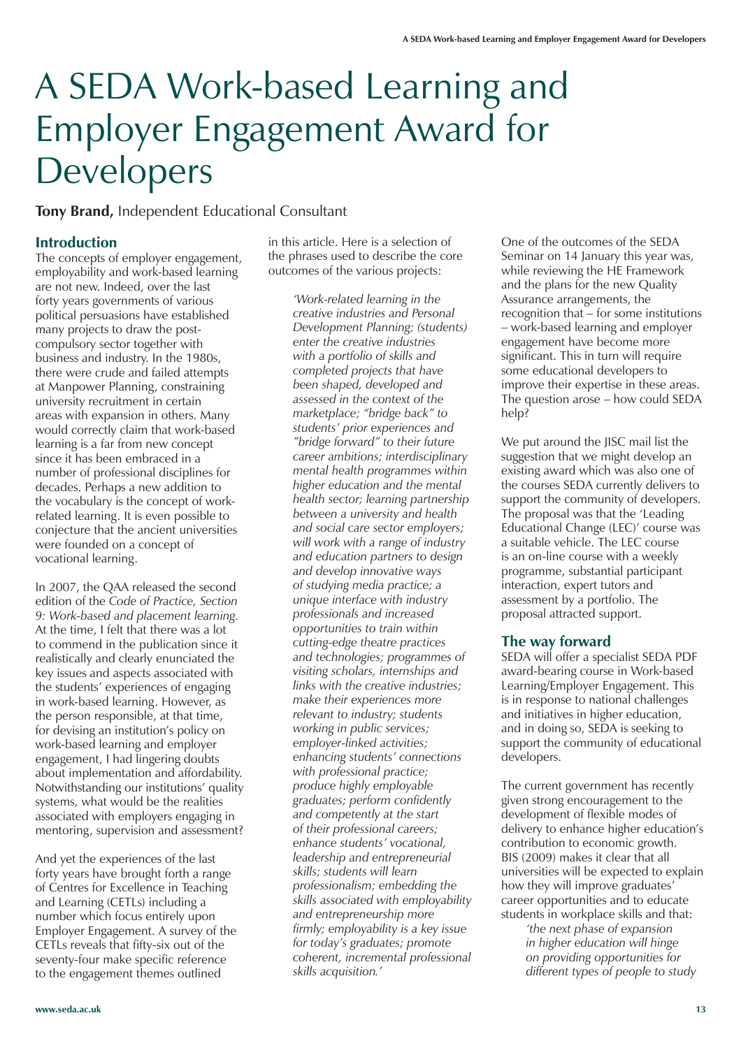# A SEDA Work-based Learning and Employer Engagement Award for Developers

**Tony Brand,** Independent Educational Consultant

## Introduction

The concepts of employer engagement, employability and work-based learning are not new. Indeed, over the last forty years governments of various political persuasions have established many projects to draw the post-compulsory sector together with business and industry. In the 1980s, there were crude and failed attempts at Manpower Planning, constraining university recruitment in certain areas with expansion in others. Many would correctly claim that work-based learning is a far from new concept since it has been embraced in a number of professional disciplines for decades. Perhaps a new addition to the vocabulary is the concept of work-related learning. It is even possible to conjecture that the ancient universities were founded on a concept of vocational learning.

In 2007, the QAA released the second edition of the *Code of Practice, Section 9: Work-based and placement learning.* At the time, I felt that there was a lot to commend in the publication since it realistically and clearly enunciated the key issues and aspects associated with the students' experiences of engaging in work-based learning. However, as the person responsible, at that time, for devising an institution's policy on work-based learning and employer engagement, I had lingering doubts about implementation and affordability. Notwithstanding our institutions' quality systems, what would be the realities associated with employers engaging in mentoring, supervision and assessment?

And yet the experiences of the last forty years have brought forth a range of Centres for Excellence in Teaching and Learning (CETLs) including a number which focus entirely upon Employer Engagement. A survey of the CETLs reveals that fifty-six out of the seventy-four make specific reference to the engagement themes outlined in this article. Here is a selection of the phrases used to describe the core outcomes of the various projects:

> *'Work-related learning in the creative industries and Personal Development Planning; (students) enter the creative industries with a portfolio of skills and completed projects that have been shaped, developed and assessed in the context of the marketplace; "bridge back" to students' prior experiences and "bridge forward" to their future career ambitions; interdisciplinary mental health programmes within higher education and the mental health sector; learning partnership between a university and health and social care sector employers; will work with a range of industry and education partners to design and develop innovative ways of studying media practice; a unique interface with industry professionals and increased opportunities to train within cutting-edge theatre practices and technologies; programmes of visiting scholars, internships and links with the creative industries; make their experiences more relevant to industry; students working in public services; employer-linked activities; enhancing students' connections with professional practice; produce highly employable graduates; perform confidently and competently at the start of their professional careers; enhance students' vocational, leadership and entrepreneurial skills; students will learn professionalism; embedding the skills associated with employability and entrepreneurship more firmly; employability is a key issue for today's graduates; promote coherent, incremental professional skills acquisition.'*

One of the outcomes of the SEDA Seminar on 14 January this year was, while reviewing the HE Framework and the plans for the new Quality Assurance arrangements, the recognition that – for some institutions – work-based learning and employer engagement have become more significant. This in turn will require some educational developers to improve their expertise in these areas. The question arose – how could SEDA help?

We put around the JISC mail list the suggestion that we might develop an existing award which was also one of the courses SEDA currently delivers to support the community of developers. The proposal was that the 'Leading Educational Change (LEC)' course was a suitable vehicle. The LEC course is an on-line course with a weekly programme, substantial participant interaction, expert tutors and assessment by a portfolio. The proposal attracted support.

## The way forward

SEDA will offer a specialist SEDA PDF award-bearing course in Work-based Learning/Employer Engagement. This is in response to national challenges and initiatives in higher education, and in doing so, SEDA is seeking to support the community of educational developers.

The current government has recently given strong encouragement to the development of flexible modes of delivery to enhance higher education's contribution to economic growth. BIS (2009) makes it clear that all universities will be expected to explain how they will improve graduates' career opportunities and to educate students in workplace skills and that:

> *'the next phase of expansion in higher education will hinge on providing opportunities for different types of people to study*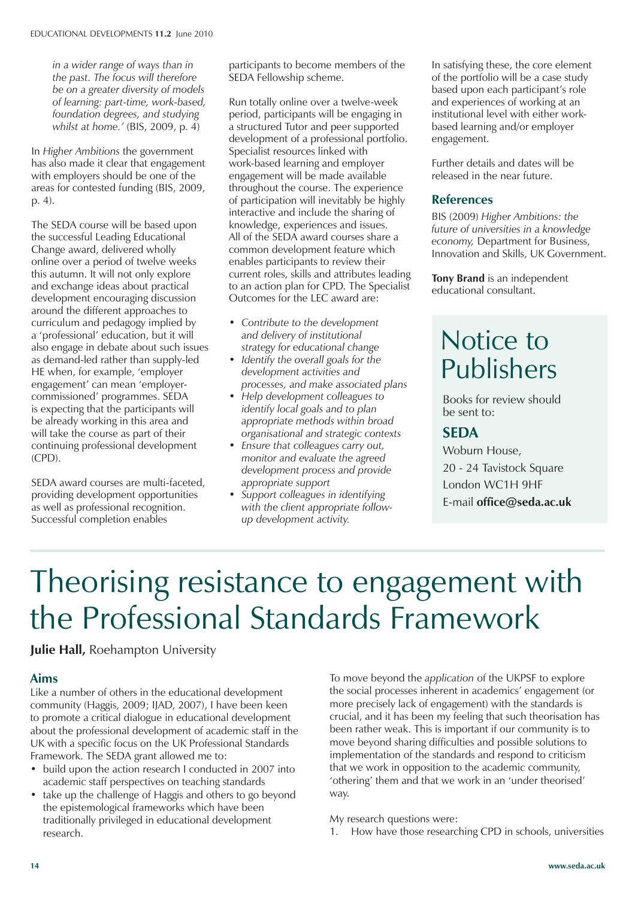*in a wider range of ways than in the past. The focus will therefore be on a greater diversity of models of learning: part-time, work-based, foundation degrees, and studying whilst at home.'* (BIS, 2009, p. 4)

In *Higher Ambitions* the government has also made it clear that engagement with employers should be one of the areas for contested funding (BIS, 2009, p. 4).

The SEDA course will be based upon the successful Leading Educational Change award, delivered wholly online over a period of twelve weeks this autumn. It will not only explore and exchange ideas about practical development encouraging discussion around the different approaches to curriculum and pedagogy implied by a 'professional' education, but it will also engage in debate about such issues as demand-led rather than supply-led HE when, for example, 'employer engagement' can mean 'employer-commissioned' programmes. SEDA is expecting that the participants will be already working in this area and will take the course as part of their continuing professional development (CPD).

SEDA award courses are multi-faceted, providing development opportunities as well as professional recognition. Successful completion enables participants to become members of the SEDA Fellowship scheme.

Run totally online over a twelve-week period, participants will be engaging in a structured Tutor and peer supported development of a professional portfolio. Specialist resources linked with work-based learning and employer engagement will be made available throughout the course. The experience of participation will inevitably be highly interactive and include the sharing of knowledge, experiences and issues. All of the SEDA award courses share a common development feature which enables participants to review their current roles, skills and attributes leading to an action plan for CPD. The Specialist Outcomes for the LEC award are:

- *Contribute to the development and delivery of institutional strategy for educational change*
- *Identify the overall goals for the development activities and processes, and make associated plans*
- *Help development colleagues to identify local goals and to plan appropriate methods within broad organisational and strategic contexts*
- *Ensure that colleagues carry out, monitor and evaluate the agreed development process and provide appropriate support*
- *Support colleagues in identifying with the client appropriate follow-up development activity.*

In satisfying these, the core element of the portfolio will be a case study based upon each participant's role and experiences of working at an institutional level with either work-based learning and/or employer engagement.

Further details and dates will be released in the near future.

### References

BIS (2009) *Higher Ambitions: the future of universities in a knowledge economy,* Department for Business, Innovation and Skills, UK Government.

**Tony Brand** is an independent educational consultant.

## Notice to Publishers

Books for review should be sent to:

**SEDA**
Woburn House,
20 - 24 Tavistock Square
London WC1H 9HF
E-mail **office@seda.ac.uk**

# Theorising resistance to engagement with the Professional Standards Framework

**Julie Hall,** Roehampton University

### Aims

Like a number of others in the educational development community (Haggis, 2009; IJAD, 2007), I have been keen to promote a critical dialogue in educational development about the professional development of academic staff in the UK with a specific focus on the UK Professional Standards Framework. The SEDA grant allowed me to:

- build upon the action research I conducted in 2007 into academic staff perspectives on teaching standards
- take up the challenge of Haggis and others to go beyond the epistemological frameworks which have been traditionally privileged in educational development research.

To move beyond the *application* of the UKPSF to explore the social processes inherent in academics' engagement (or more precisely lack of engagement) with the standards is crucial, and it has been my feeling that such theorisation has been rather weak. This is important if our community is to move beyond sharing difficulties and possible solutions to implementation of the standards and respond to criticism that we work in opposition to the academic community, 'othering' them and that we work in an 'under theorised' way.

My research questions were:

1. How have those researching CPD in schools, universities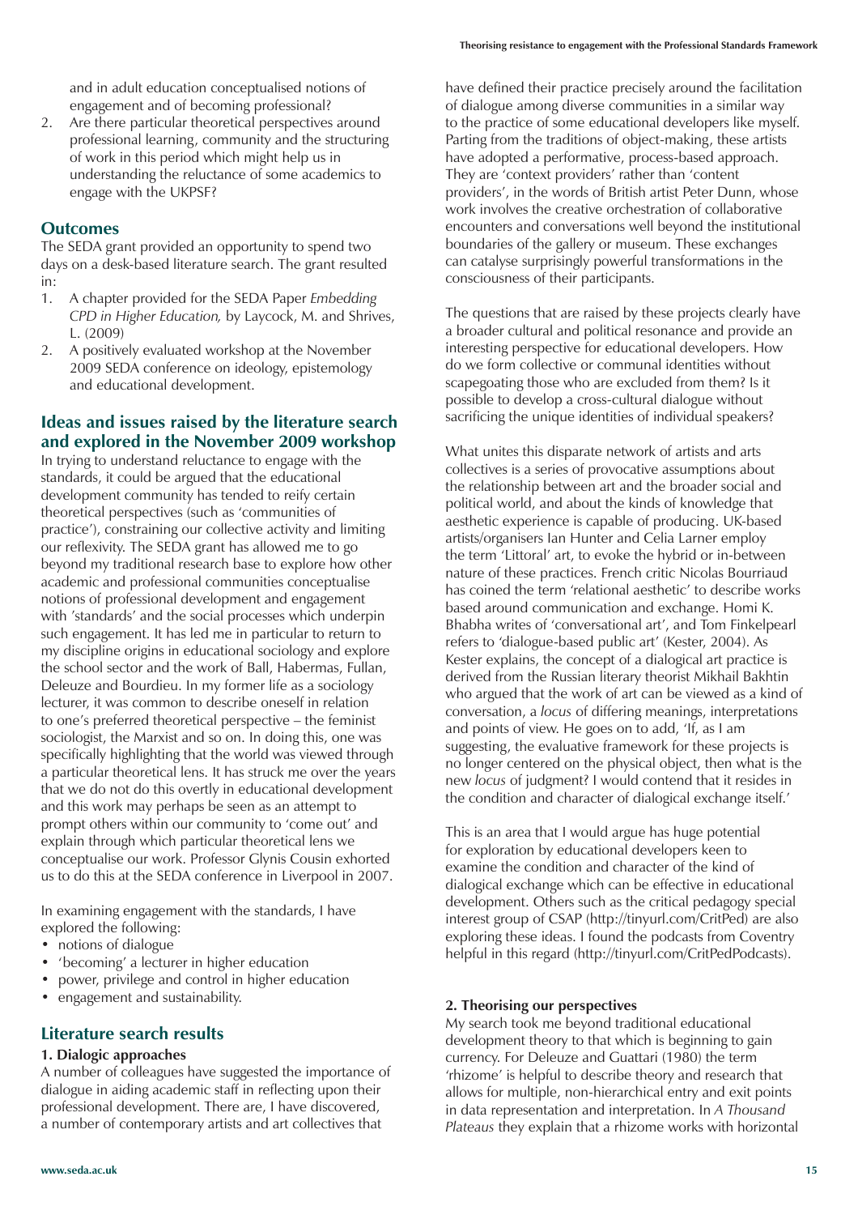and in adult education conceptualised notions of engagement and of becoming professional?
2. Are there particular theoretical perspectives around professional learning, community and the structuring of work in this period which might help us in understanding the reluctance of some academics to engage with the UKPSF?

## Outcomes

The SEDA grant provided an opportunity to spend two days on a desk-based literature search. The grant resulted in:

1. A chapter provided for the SEDA Paper *Embedding CPD in Higher Education,* by Laycock, M. and Shrives, L. (2009)
2. A positively evaluated workshop at the November 2009 SEDA conference on ideology, epistemology and educational development.

## Ideas and issues raised by the literature search and explored in the November 2009 workshop

In trying to understand reluctance to engage with the standards, it could be argued that the educational development community has tended to reify certain theoretical perspectives (such as 'communities of practice'), constraining our collective activity and limiting our reflexivity. The SEDA grant has allowed me to go beyond my traditional research base to explore how other academic and professional communities conceptualise notions of professional development and engagement with 'standards' and the social processes which underpin such engagement. It has led me in particular to return to my discipline origins in educational sociology and explore the school sector and the work of Ball, Habermas, Fullan, Deleuze and Bourdieu. In my former life as a sociology lecturer, it was common to describe oneself in relation to one's preferred theoretical perspective – the feminist sociologist, the Marxist and so on. In doing this, one was specifically highlighting that the world was viewed through a particular theoretical lens. It has struck me over the years that we do not do this overtly in educational development and this work may perhaps be seen as an attempt to prompt others within our community to 'come out' and explain through which particular theoretical lens we conceptualise our work. Professor Glynis Cousin exhorted us to do this at the SEDA conference in Liverpool in 2007.

In examining engagement with the standards, I have explored the following:

- notions of dialogue
- 'becoming' a lecturer in higher education
- power, privilege and control in higher education
- engagement and sustainability.

## Literature search results

### 1. Dialogic approaches

A number of colleagues have suggested the importance of dialogue in aiding academic staff in reflecting upon their professional development. There are, I have discovered, a number of contemporary artists and art collectives that have defined their practice precisely around the facilitation of dialogue among diverse communities in a similar way to the practice of some educational developers like myself. Parting from the traditions of object-making, these artists have adopted a performative, process-based approach. They are 'context providers' rather than 'content providers', in the words of British artist Peter Dunn, whose work involves the creative orchestration of collaborative encounters and conversations well beyond the institutional boundaries of the gallery or museum. These exchanges can catalyse surprisingly powerful transformations in the consciousness of their participants.

The questions that are raised by these projects clearly have a broader cultural and political resonance and provide an interesting perspective for educational developers. How do we form collective or communal identities without scapegoating those who are excluded from them? Is it possible to develop a cross-cultural dialogue without sacrificing the unique identities of individual speakers?

What unites this disparate network of artists and arts collectives is a series of provocative assumptions about the relationship between art and the broader social and political world, and about the kinds of knowledge that aesthetic experience is capable of producing. UK-based artists/organisers Ian Hunter and Celia Larner employ the term 'Littoral' art, to evoke the hybrid or in-between nature of these practices. French critic Nicolas Bourriaud has coined the term 'relational aesthetic' to describe works based around communication and exchange. Homi K. Bhabha writes of 'conversational art', and Tom Finkelpearl refers to 'dialogue-based public art' (Kester, 2004). As Kester explains, the concept of a dialogical art practice is derived from the Russian literary theorist Mikhail Bakhtin who argued that the work of art can be viewed as a kind of conversation, a *locus* of differing meanings, interpretations and points of view. He goes on to add, 'If, as I am suggesting, the evaluative framework for these projects is no longer centered on the physical object, then what is the new *locus* of judgment? I would contend that it resides in the condition and character of dialogical exchange itself.'

This is an area that I would argue has huge potential for exploration by educational developers keen to examine the condition and character of the kind of dialogical exchange which can be effective in educational development. Others such as the critical pedagogy special interest group of CSAP (http://tinyurl.com/CritPed) are also exploring these ideas. I found the podcasts from Coventry helpful in this regard (http://tinyurl.com/CritPedPodcasts).

### 2. Theorising our perspectives

My search took me beyond traditional educational development theory to that which is beginning to gain currency. For Deleuze and Guattari (1980) the term 'rhizome' is helpful to describe theory and research that allows for multiple, non-hierarchical entry and exit points in data representation and interpretation. In *A Thousand Plateaus* they explain that a rhizome works with horizontal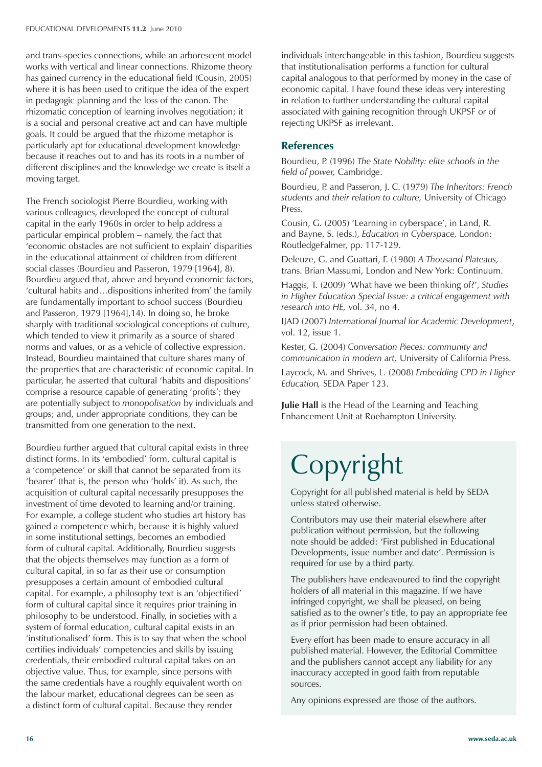and trans-species connections, while an arborescent model works with vertical and linear connections. Rhizome theory has gained currency in the educational field (Cousin, 2005) where it is has been used to critique the idea of the expert in pedagogic planning and the loss of the canon. The rhizomatic conception of learning involves negotiation; it is a social and personal creative act and can have multiple goals. It could be argued that the rhizome metaphor is particularly apt for educational development knowledge because it reaches out to and has its roots in a number of different disciplines and the knowledge we create is itself a moving target.

The French sociologist Pierre Bourdieu, working with various colleagues, developed the concept of cultural capital in the early 1960s in order to help address a particular empirical problem – namely, the fact that 'economic obstacles are not sufficient to explain' disparities in the educational attainment of children from different social classes (Bourdieu and Passeron, 1979 [1964], 8). Bourdieu argued that, above and beyond economic factors, 'cultural habits and…dispositions inherited from' the family are fundamentally important to school success (Bourdieu and Passeron, 1979 [1964],14). In doing so, he broke sharply with traditional sociological conceptions of culture, which tended to view it primarily as a source of shared norms and values, or as a vehicle of collective expression. Instead, Bourdieu maintained that culture shares many of the properties that are characteristic of economic capital. In particular, he asserted that cultural 'habits and dispositions' comprise a resource capable of generating 'profits'; they are potentially subject to *monopolisation* by individuals and groups; and, under appropriate conditions, they can be transmitted from one generation to the next.

Bourdieu further argued that cultural capital exists in three distinct forms. In its 'embodied' form, cultural capital is a 'competence' or skill that cannot be separated from its 'bearer' (that is, the person who 'holds' it). As such, the acquisition of cultural capital necessarily presupposes the investment of time devoted to learning and/or training. For example, a college student who studies art history has gained a competence which, because it is highly valued in some institutional settings, becomes an embodied form of cultural capital. Additionally, Bourdieu suggests that the objects themselves may function as a form of cultural capital, in so far as their use or consumption presupposes a certain amount of embodied cultural capital. For example, a philosophy text is an 'objectified' form of cultural capital since it requires prior training in philosophy to be understood. Finally, in societies with a system of formal education, cultural capital exists in an 'institutionalised' form. This is to say that when the school certifies individuals' competencies and skills by issuing credentials, their embodied cultural capital takes on an objective value. Thus, for example, since persons with the same credentials have a roughly equivalent worth on the labour market, educational degrees can be seen as a distinct form of cultural capital. Because they render individuals interchangeable in this fashion, Bourdieu suggests that institutionalisation performs a function for cultural capital analogous to that performed by money in the case of economic capital. I have found these ideas very interesting in relation to further understanding the cultural capital associated with gaining recognition through UKPSF or of rejecting UKPSF as irrelevant.

## References

Bourdieu, P. (1996) *The State Nobility: elite schools in the field of power,* Cambridge.

Bourdieu, P. and Passeron, J. C. (1979) *The Inheritors: French students and their relation to culture,* University of Chicago Press.

Cousin, G. (2005) 'Learning in cyberspace', in Land, R. and Bayne, S. (eds.), *Education in Cyberspace,* London: RoutledgeFalmer, pp. 117-129.

Deleuze, G. and Guattari, F. (1980) *A Thousand Plateaus,* trans. Brian Massumi, London and New York: Continuum.

Haggis, T. (2009) 'What have we been thinking of?', *Studies in Higher Education Special Issue: a critical engagement with research into HE,* vol. 34, no 4.

IJAD (2007) *International Journal for Academic Development*, vol. 12, issue 1.

Kester, G. (2004) *Conversation Pieces: community and communication in modern art,* University of California Press.

Laycock, M. and Shrives, L. (2008) *Embedding CPD in Higher Education,* SEDA Paper 123.

**Julie Hall** is the Head of the Learning and Teaching Enhancement Unit at Roehampton University.

# Copyright

Copyright for all published material is held by SEDA unless stated otherwise.

Contributors may use their material elsewhere after publication without permission, but the following note should be added: 'First published in Educational Developments, issue number and date'. Permission is required for use by a third party.

The publishers have endeavoured to find the copyright holders of all material in this magazine. If we have infringed copyright, we shall be pleased, on being satisfied as to the owner's title, to pay an appropriate fee as if prior permission had been obtained.

Every effort has been made to ensure accuracy in all published material. However, the Editorial Committee and the publishers cannot accept any liability for any inaccuracy accepted in good faith from reputable sources.

Any opinions expressed are those of the authors.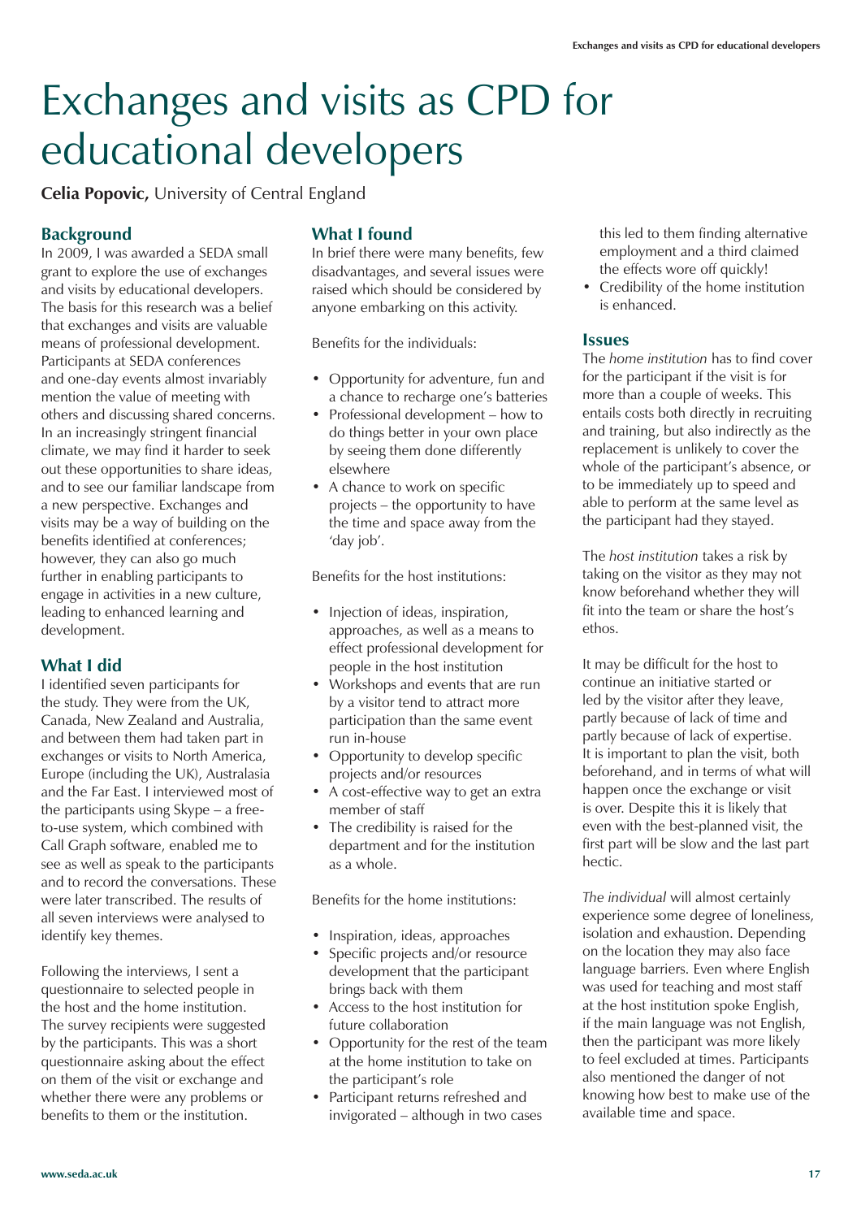# Exchanges and visits as CPD for educational developers

**Celia Popovic,** University of Central England

## Background

In 2009, I was awarded a SEDA small grant to explore the use of exchanges and visits by educational developers. The basis for this research was a belief that exchanges and visits are valuable means of professional development. Participants at SEDA conferences and one-day events almost invariably mention the value of meeting with others and discussing shared concerns. In an increasingly stringent financial climate, we may find it harder to seek out these opportunities to share ideas, and to see our familiar landscape from a new perspective. Exchanges and visits may be a way of building on the benefits identified at conferences; however, they can also go much further in enabling participants to engage in activities in a new culture, leading to enhanced learning and development.

## What I did

I identified seven participants for the study. They were from the UK, Canada, New Zealand and Australia, and between them had taken part in exchanges or visits to North America, Europe (including the UK), Australasia and the Far East. I interviewed most of the participants using Skype – a free-to-use system, which combined with Call Graph software, enabled me to see as well as speak to the participants and to record the conversations. These were later transcribed. The results of all seven interviews were analysed to identify key themes.

Following the interviews, I sent a questionnaire to selected people in the host and the home institution. The survey recipients were suggested by the participants. This was a short questionnaire asking about the effect on them of the visit or exchange and whether there were any problems or benefits to them or the institution.

## What I found

In brief there were many benefits, few disadvantages, and several issues were raised which should be considered by anyone embarking on this activity.

Benefits for the individuals:

- Opportunity for adventure, fun and a chance to recharge one's batteries
- Professional development – how to do things better in your own place by seeing them done differently elsewhere
- A chance to work on specific projects – the opportunity to have the time and space away from the 'day job'.

Benefits for the host institutions:

- Injection of ideas, inspiration, approaches, as well as a means to effect professional development for people in the host institution
- Workshops and events that are run by a visitor tend to attract more participation than the same event run in-house
- Opportunity to develop specific projects and/or resources
- A cost-effective way to get an extra member of staff
- The credibility is raised for the department and for the institution as a whole.

Benefits for the home institutions:

- Inspiration, ideas, approaches
- Specific projects and/or resource development that the participant brings back with them
- Access to the host institution for future collaboration
- Opportunity for the rest of the team at the home institution to take on the participant's role
- Participant returns refreshed and invigorated – although in two cases this led to them finding alternative employment and a third claimed the effects wore off quickly!
- Credibility of the home institution is enhanced.

## Issues

The *home institution* has to find cover for the participant if the visit is for more than a couple of weeks. This entails costs both directly in recruiting and training, but also indirectly as the replacement is unlikely to cover the whole of the participant's absence, or to be immediately up to speed and able to perform at the same level as the participant had they stayed.

The *host institution* takes a risk by taking on the visitor as they may not know beforehand whether they will fit into the team or share the host's ethos.

It may be difficult for the host to continue an initiative started or led by the visitor after they leave, partly because of lack of time and partly because of lack of expertise. It is important to plan the visit, both beforehand, and in terms of what will happen once the exchange or visit is over. Despite this it is likely that even with the best-planned visit, the first part will be slow and the last part hectic.

*The individual* will almost certainly experience some degree of loneliness, isolation and exhaustion. Depending on the location they may also face language barriers. Even where English was used for teaching and most staff at the host institution spoke English, if the main language was not English, then the participant was more likely to feel excluded at times. Participants also mentioned the danger of not knowing how best to make use of the available time and space.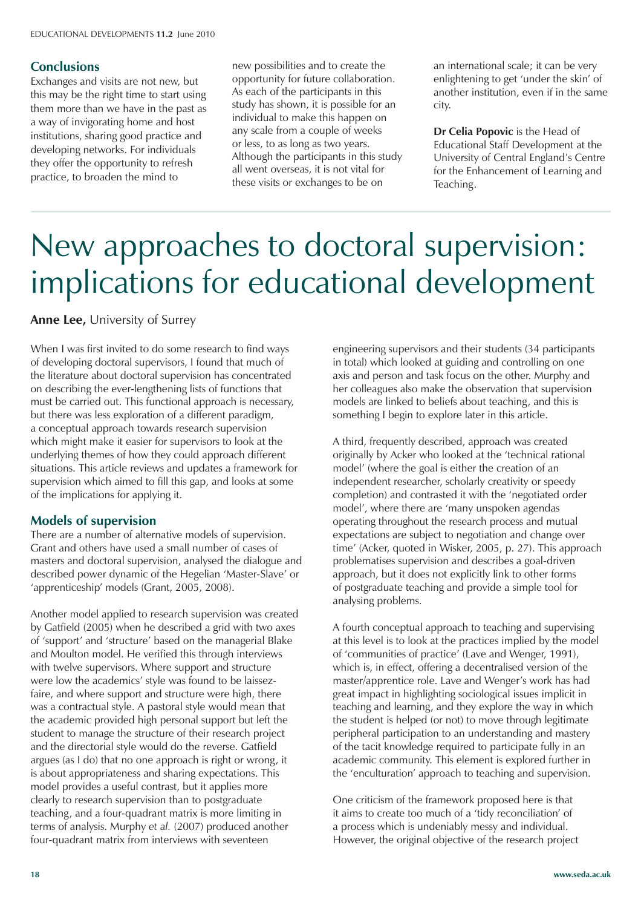## Conclusions

Exchanges and visits are not new, but this may be the right time to start using them more than we have in the past as a way of invigorating home and host institutions, sharing good practice and developing networks. For individuals they offer the opportunity to refresh practice, to broaden the mind to new possibilities and to create the opportunity for future collaboration. As each of the participants in this study has shown, it is possible for an individual to make this happen on any scale from a couple of weeks or less, to as long as two years. Although the participants in this study all went overseas, it is not vital for these visits or exchanges to be on an international scale; it can be very enlightening to get 'under the skin' of another institution, even if in the same city.

**Dr Celia Popovic** is the Head of Educational Staff Development at the University of Central England's Centre for the Enhancement of Learning and Teaching.

# New approaches to doctoral supervision: implications for educational development

**Anne Lee,** University of Surrey

When I was first invited to do some research to find ways of developing doctoral supervisors, I found that much of the literature about doctoral supervision has concentrated on describing the ever-lengthening lists of functions that must be carried out. This functional approach is necessary, but there was less exploration of a different paradigm, a conceptual approach towards research supervision which might make it easier for supervisors to look at the underlying themes of how they could approach different situations. This article reviews and updates a framework for supervision which aimed to fill this gap, and looks at some of the implications for applying it.

## Models of supervision

There are a number of alternative models of supervision. Grant and others have used a small number of cases of masters and doctoral supervision, analysed the dialogue and described power dynamic of the Hegelian 'Master-Slave' or 'apprenticeship' models (Grant, 2005, 2008).

Another model applied to research supervision was created by Gatfield (2005) when he described a grid with two axes of 'support' and 'structure' based on the managerial Blake and Moulton model. He verified this through interviews with twelve supervisors. Where support and structure were low the academics' style was found to be laissez-faire, and where support and structure were high, there was a contractual style. A pastoral style would mean that the academic provided high personal support but left the student to manage the structure of their research project and the directorial style would do the reverse. Gatfield argues (as I do) that no one approach is right or wrong, it is about appropriateness and sharing expectations. This model provides a useful contrast, but it applies more clearly to research supervision than to postgraduate teaching, and a four-quadrant matrix is more limiting in terms of analysis. Murphy *et al.* (2007) produced another four-quadrant matrix from interviews with seventeen engineering supervisors and their students (34 participants in total) which looked at guiding and controlling on one axis and person and task focus on the other. Murphy and her colleagues also make the observation that supervision models are linked to beliefs about teaching, and this is something I begin to explore later in this article.

A third, frequently described, approach was created originally by Acker who looked at the 'technical rational model' (where the goal is either the creation of an independent researcher, scholarly creativity or speedy completion) and contrasted it with the 'negotiated order model', where there are 'many unspoken agendas operating throughout the research process and mutual expectations are subject to negotiation and change over time' (Acker, quoted in Wisker, 2005, p. 27). This approach problematises supervision and describes a goal-driven approach, but it does not explicitly link to other forms of postgraduate teaching and provide a simple tool for analysing problems.

A fourth conceptual approach to teaching and supervising at this level is to look at the practices implied by the model of 'communities of practice' (Lave and Wenger, 1991), which is, in effect, offering a decentralised version of the master/apprentice role. Lave and Wenger's work has had great impact in highlighting sociological issues implicit in teaching and learning, and they explore the way in which the student is helped (or not) to move through legitimate peripheral participation to an understanding and mastery of the tacit knowledge required to participate fully in an academic community. This element is explored further in the 'enculturation' approach to teaching and supervision.

One criticism of the framework proposed here is that it aims to create too much of a 'tidy reconciliation' of a process which is undeniably messy and individual. However, the original objective of the research project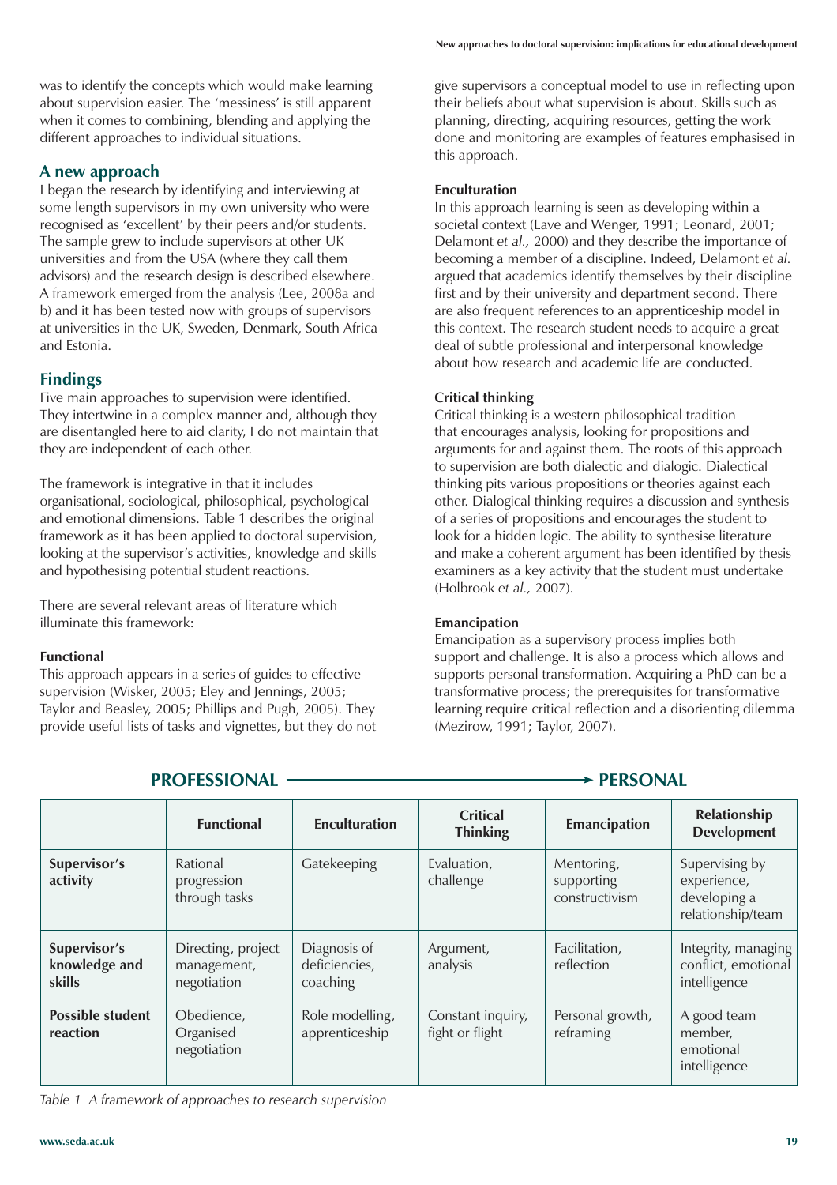was to identify the concepts which would make learning about supervision easier. The 'messiness' is still apparent when it comes to combining, blending and applying the different approaches to individual situations.

## A new approach

I began the research by identifying and interviewing at some length supervisors in my own university who were recognised as 'excellent' by their peers and/or students. The sample grew to include supervisors at other UK universities and from the USA (where they call them advisors) and the research design is described elsewhere. A framework emerged from the analysis (Lee, 2008a and b) and it has been tested now with groups of supervisors at universities in the UK, Sweden, Denmark, South Africa and Estonia.

## Findings

Five main approaches to supervision were identified. They intertwine in a complex manner and, although they are disentangled here to aid clarity, I do not maintain that they are independent of each other.

The framework is integrative in that it includes organisational, sociological, philosophical, psychological and emotional dimensions. Table 1 describes the original framework as it has been applied to doctoral supervision, looking at the supervisor's activities, knowledge and skills and hypothesising potential student reactions.

There are several relevant areas of literature which illuminate this framework:

### Functional

This approach appears in a series of guides to effective supervision (Wisker, 2005; Eley and Jennings, 2005; Taylor and Beasley, 2005; Phillips and Pugh, 2005). They provide useful lists of tasks and vignettes, but they do not give supervisors a conceptual model to use in reflecting upon their beliefs about what supervision is about. Skills such as planning, directing, acquiring resources, getting the work done and monitoring are examples of features emphasised in this approach.

### Enculturation

In this approach learning is seen as developing within a societal context (Lave and Wenger, 1991; Leonard, 2001; Delamont *et al.,* 2000) and they describe the importance of becoming a member of a discipline. Indeed, Delamont *et al.* argued that academics identify themselves by their discipline first and by their university and department second. There are also frequent references to an apprenticeship model in this context. The research student needs to acquire a great deal of subtle professional and interpersonal knowledge about how research and academic life are conducted.

### Critical thinking

Critical thinking is a western philosophical tradition that encourages analysis, looking for propositions and arguments for and against them. The roots of this approach to supervision are both dialectic and dialogic. Dialectical thinking pits various propositions or theories against each other. Dialogical thinking requires a discussion and synthesis of a series of propositions and encourages the student to look for a hidden logic. The ability to synthesise literature and make a coherent argument has been identified by thesis examiners as a key activity that the student must undertake (Holbrook *et al.,* 2007).

### Emancipation

Emancipation as a supervisory process implies both support and challenge. It is also a process which allows and supports personal transformation. Acquiring a PhD can be a transformative process; the prerequisites for transformative learning require critical reflection and a disorienting dilemma (Mezirow, 1991; Taylor, 2007).

**PROFESSIONAL ⟶ PERSONAL**

| | Functional | Enculturation | Critical Thinking | Emancipation | Relationship Development |
|---|---|---|---|---|---|
| **Supervisor's activity** | Rational progression through tasks | Gatekeeping | Evaluation, challenge | Mentoring, supporting constructivism | Supervising by experience, developing a relationship/team |
| **Supervisor's knowledge and skills** | Directing, project management, negotiation | Diagnosis of deficiencies, coaching | Argument, analysis | Facilitation, reflection | Integrity, managing conflict, emotional intelligence |
| **Possible student reaction** | Obedience, Organised negotiation | Role modelling, apprenticeship | Constant inquiry, fight or flight | Personal growth, reframing | A good team member, emotional intelligence |

*Table 1 A framework of approaches to research supervision*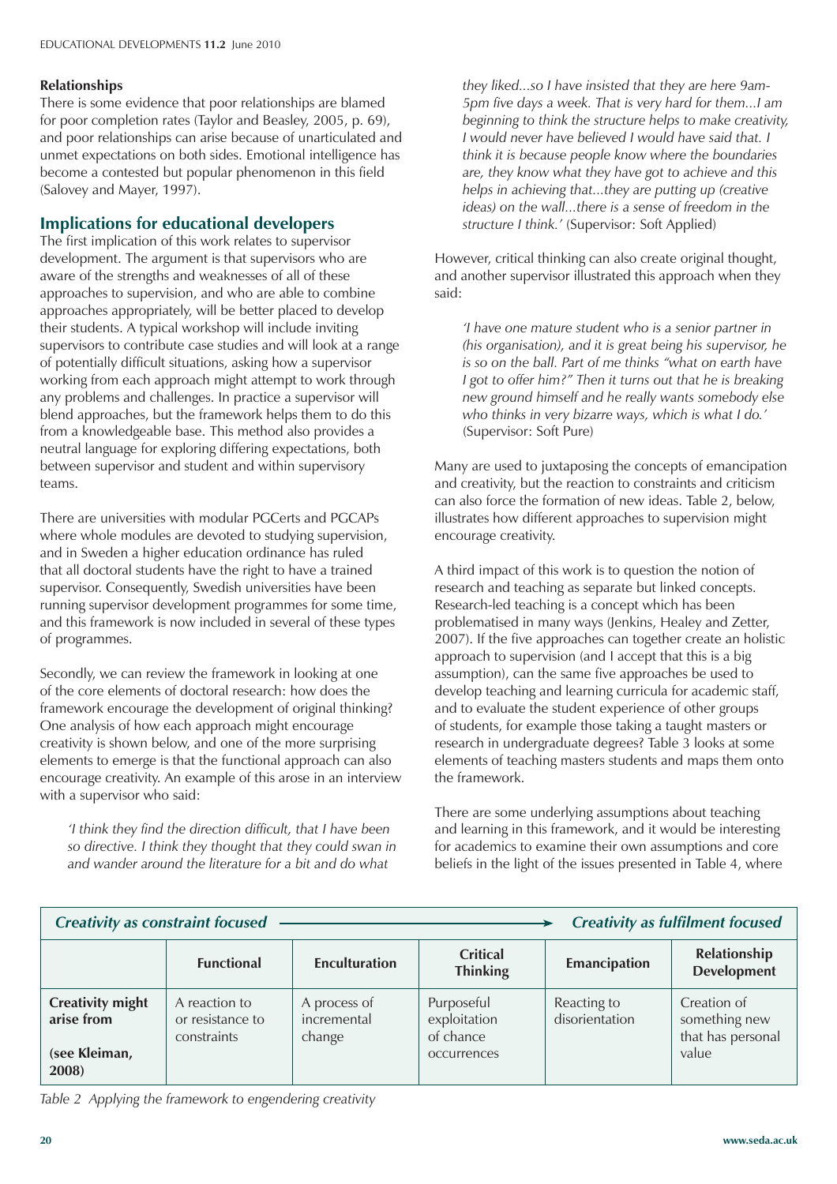#### Relationships

There is some evidence that poor relationships are blamed for poor completion rates (Taylor and Beasley, 2005, p. 69), and poor relationships can arise because of unarticulated and unmet expectations on both sides. Emotional intelligence has become a contested but popular phenomenon in this field (Salovey and Mayer, 1997).

### Implications for educational developers

The first implication of this work relates to supervisor development. The argument is that supervisors who are aware of the strengths and weaknesses of all of these approaches to supervision, and who are able to combine approaches appropriately, will be better placed to develop their students. A typical workshop will include inviting supervisors to contribute case studies and will look at a range of potentially difficult situations, asking how a supervisor working from each approach might attempt to work through any problems and challenges. In practice a supervisor will blend approaches, but the framework helps them to do this from a knowledgeable base. This method also provides a neutral language for exploring differing expectations, both between supervisor and student and within supervisory teams.

There are universities with modular PGCerts and PGCAPs where whole modules are devoted to studying supervision, and in Sweden a higher education ordinance has ruled that all doctoral students have the right to have a trained supervisor. Consequently, Swedish universities have been running supervisor development programmes for some time, and this framework is now included in several of these types of programmes.

Secondly, we can review the framework in looking at one of the core elements of doctoral research: how does the framework encourage the development of original thinking? One analysis of how each approach might encourage creativity is shown below, and one of the more surprising elements to emerge is that the functional approach can also encourage creativity. An example of this arose in an interview with a supervisor who said:

> *'I think they find the direction difficult, that I have been so directive. I think they thought that they could swan in and wander around the literature for a bit and do what they liked...so I have insisted that they are here 9am-5pm five days a week. That is very hard for them...I am beginning to think the structure helps to make creativity, I would never have believed I would have said that. I think it is because people know where the boundaries are, they know what they have got to achieve and this helps in achieving that...they are putting up (creative ideas) on the wall...there is a sense of freedom in the structure I think.'* (Supervisor: Soft Applied)

However, critical thinking can also create original thought, and another supervisor illustrated this approach when they said:

> *'I have one mature student who is a senior partner in (his organisation), and it is great being his supervisor, he is so on the ball. Part of me thinks "what on earth have I got to offer him?" Then it turns out that he is breaking new ground himself and he really wants somebody else who thinks in very bizarre ways, which is what I do.'* (Supervisor: Soft Pure)

Many are used to juxtaposing the concepts of emancipation and creativity, but the reaction to constraints and criticism can also force the formation of new ideas. Table 2, below, illustrates how different approaches to supervision might encourage creativity.

A third impact of this work is to question the notion of research and teaching as separate but linked concepts. Research-led teaching is a concept which has been problematised in many ways (Jenkins, Healey and Zetter, 2007). If the five approaches can together create an holistic approach to supervision (and I accept that this is a big assumption), can the same five approaches be used to develop teaching and learning curricula for academic staff, and to evaluate the student experience of other groups of students, for example those taking a taught masters or research in undergraduate degrees? Table 3 looks at some elements of teaching masters students and maps them onto the framework.

There are some underlying assumptions about teaching and learning in this framework, and it would be interesting for academics to examine their own assumptions and core beliefs in the light of the issues presented in Table 4, where

| *Creativity as constraint focused* → | | | | | *Creativity as fulfilment focused* |
|---|---|---|---|---|---|
| | **Functional** | **Enculturation** | **Critical Thinking** | **Emancipation** | **Relationship Development** |
| **Creativity might arise from (see Kleiman, 2008)** | A reaction to or resistance to constraints | A process of incremental change | Purposeful exploitation of chance occurrences | Reacting to disorientation | Creation of something new that has personal value |

*Table 2 Applying the framework to engendering creativity*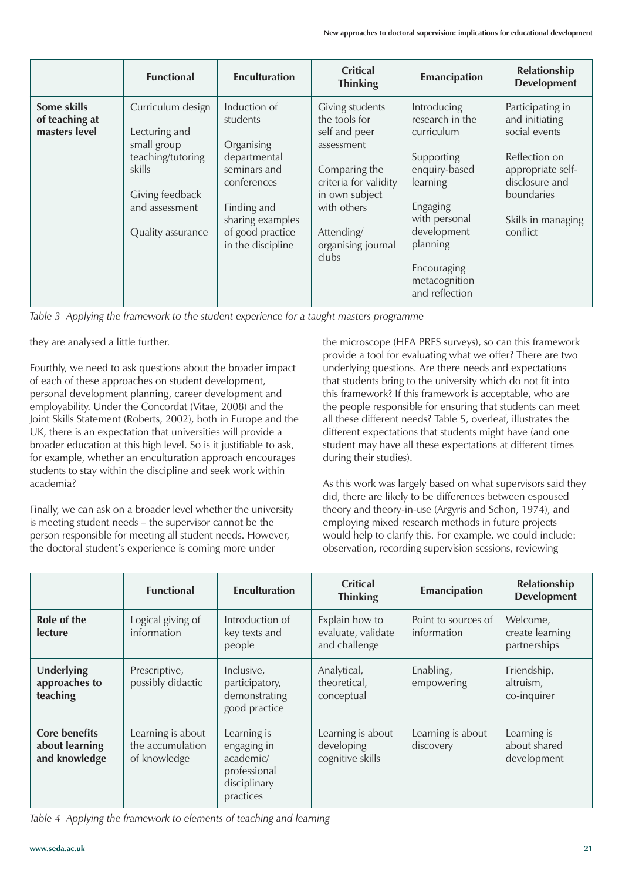| | Functional | Enculturation | Critical Thinking | Emancipation | Relationship Development |
|---|---|---|---|---|---|
| **Some skills of teaching at masters level** | Curriculum design<br><br>Lecturing and small group teaching/tutoring skills<br><br>Giving feedback and assessment<br><br>Quality assurance | Induction of students<br><br>Organising departmental seminars and conferences<br><br>Finding and sharing examples of good practice in the discipline | Giving students the tools for self and peer assessment<br><br>Comparing the criteria for validity in own subject with others<br><br>Attending/ organising journal clubs | Introducing research in the curriculum<br><br>Supporting enquiry-based learning<br><br>Engaging with personal development planning<br><br>Encouraging metacognition and reflection | Participating in and initiating social events<br><br>Reflection on appropriate self-disclosure and boundaries<br><br>Skills in managing conflict |

*Table 3 Applying the framework to the student experience for a taught masters programme*

they are analysed a little further.

Fourthly, we need to ask questions about the broader impact of each of these approaches on student development, personal development planning, career development and employability. Under the Concordat (Vitae, 2008) and the Joint Skills Statement (Roberts, 2002), both in Europe and the UK, there is an expectation that universities will provide a broader education at this high level. So is it justifiable to ask, for example, whether an enculturation approach encourages students to stay within the discipline and seek work within academia?

Finally, we can ask on a broader level whether the university is meeting student needs – the supervisor cannot be the person responsible for meeting all student needs. However, the doctoral student's experience is coming more under the microscope (HEA PRES surveys), so can this framework provide a tool for evaluating what we offer? There are two underlying questions. Are there needs and expectations that students bring to the university which do not fit into this framework? If this framework is acceptable, who are the people responsible for ensuring that students can meet all these different needs? Table 5, overleaf, illustrates the different expectations that students might have (and one student may have all these expectations at different times during their studies).

As this work was largely based on what supervisors said they did, there are likely to be differences between espoused theory and theory-in-use (Argyris and Schon, 1974), and employing mixed research methods in future projects would help to clarify this. For example, we could include: observation, recording supervision sessions, reviewing

| | Functional | Enculturation | Critical Thinking | Emancipation | Relationship Development |
|---|---|---|---|---|---|
| **Role of the lecture** | Logical giving of information | Introduction of key texts and people | Explain how to evaluate, validate and challenge | Point to sources of information | Welcome, create learning partnerships |
| **Underlying approaches to teaching** | Prescriptive, possibly didactic | Inclusive, participatory, demonstrating good practice | Analytical, theoretical, conceptual | Enabling, empowering | Friendship, altruism, co-inquirer |
| **Core benefits about learning and knowledge** | Learning is about the accumulation of knowledge | Learning is engaging in academic/ professional disciplinary practices | Learning is about developing cognitive skills | Learning is about discovery | Learning is about shared development |

*Table 4 Applying the framework to elements of teaching and learning*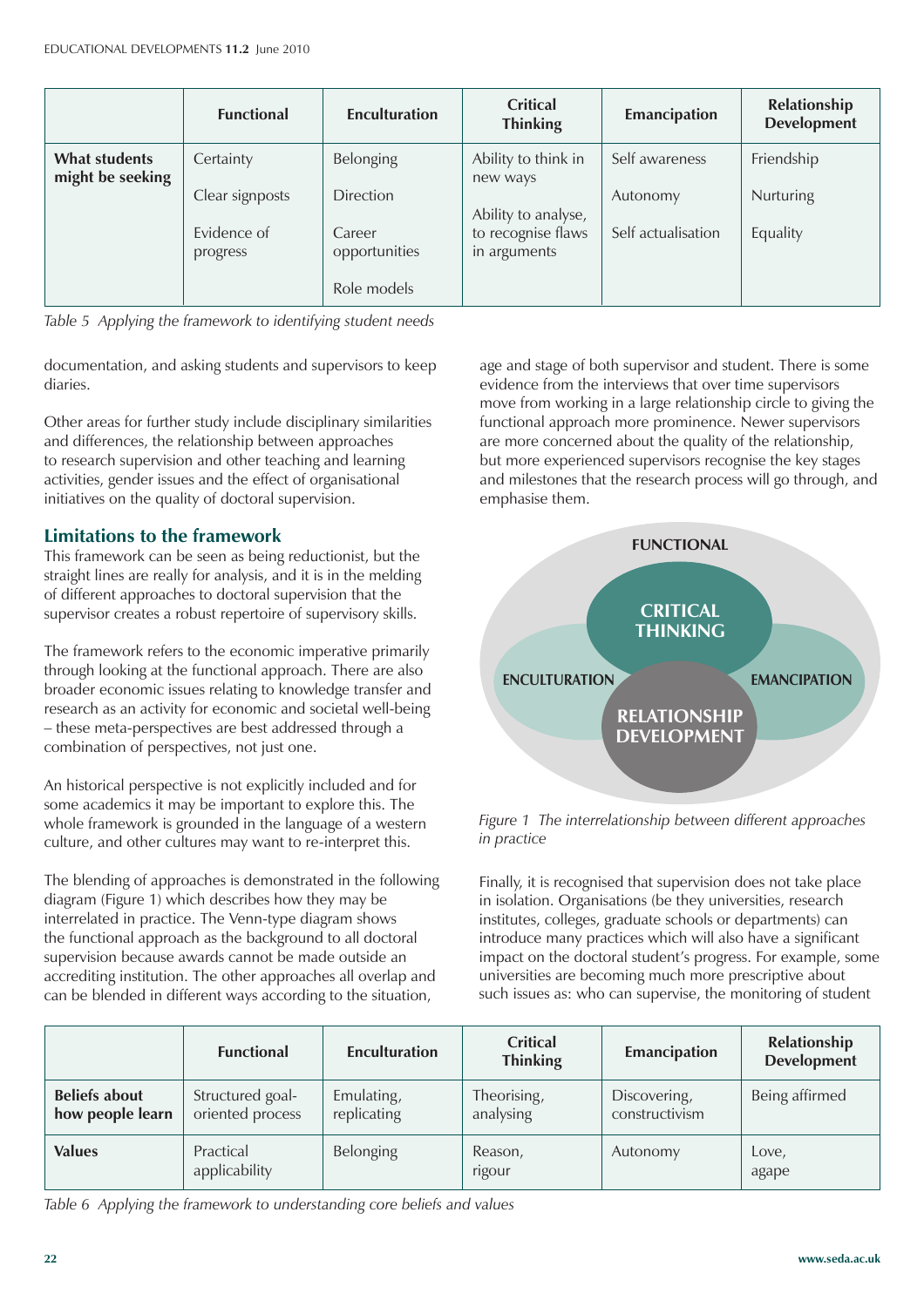| | Functional | Enculturation | Critical Thinking | Emancipation | Relationship Development |
|---|---|---|---|---|---|
| **What students might be seeking** | Certainty<br><br>Clear signposts<br><br>Evidence of progress | Belonging<br><br>Direction<br><br>Career opportunities<br><br>Role models | Ability to think in new ways<br><br>Ability to analyse, to recognise flaws in arguments | Self awareness<br><br>Autonomy<br><br>Self actualisation | Friendship<br><br>Nurturing<br><br>Equality |

*Table 5 Applying the framework to identifying student needs*

documentation, and asking students and supervisors to keep diaries.

Other areas for further study include disciplinary similarities and differences, the relationship between approaches to research supervision and other teaching and learning activities, gender issues and the effect of organisational initiatives on the quality of doctoral supervision.

## Limitations to the framework

This framework can be seen as being reductionist, but the straight lines are really for analysis, and it is in the melding of different approaches to doctoral supervision that the supervisor creates a robust repertoire of supervisory skills.

The framework refers to the economic imperative primarily through looking at the functional approach. There are also broader economic issues relating to knowledge transfer and research as an activity for economic and societal well-being – these meta-perspectives are best addressed through a combination of perspectives, not just one.

An historical perspective is not explicitly included and for some academics it may be important to explore this. The whole framework is grounded in the language of a western culture, and other cultures may want to re-interpret this.

The blending of approaches is demonstrated in the following diagram (Figure 1) which describes how they may be interrelated in practice. The Venn-type diagram shows the functional approach as the background to all doctoral supervision because awards cannot be made outside an accrediting institution. The other approaches all overlap and can be blended in different ways according to the situation, age and stage of both supervisor and student. There is some evidence from the interviews that over time supervisors move from working in a large relationship circle to giving the functional approach more prominence. Newer supervisors are more concerned about the quality of the relationship, but more experienced supervisors recognise the key stages and milestones that the research process will go through, and emphasise them.

FUNCTIONAL

CRITICAL THINKING

ENCULTURATION

EMANCIPATION

RELATIONSHIP DEVELOPMENT

*Figure 1 The interrelationship between different approaches in practice*

Finally, it is recognised that supervision does not take place in isolation. Organisations (be they universities, research institutes, colleges, graduate schools or departments) can introduce many practices which will also have a significant impact on the doctoral student's progress. For example, some universities are becoming much more prescriptive about such issues as: who can supervise, the monitoring of student

| | Functional | Enculturation | Critical Thinking | Emancipation | Relationship Development |
|---|---|---|---|---|---|
| **Beliefs about how people learn** | Structured goal-oriented process | Emulating, replicating | Theorising, analysing | Discovering, constructivism | Being affirmed |
| **Values** | Practical applicability | Belonging | Reason, rigour | Autonomy | Love, agape |

*Table 6 Applying the framework to understanding core beliefs and values*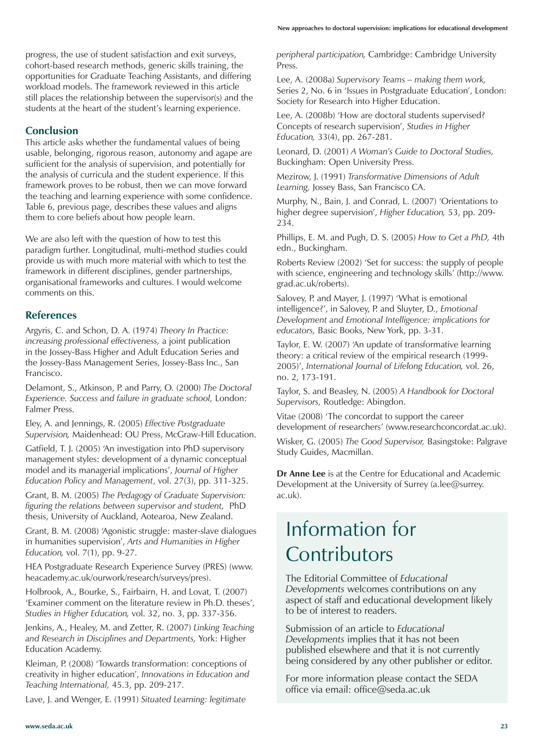progress, the use of student satisfaction and exit surveys, cohort-based research methods, generic skills training, the opportunities for Graduate Teaching Assistants, and differing workload models. The framework reviewed in this article still places the relationship between the supervisor(s) and the students at the heart of the student's learning experience.

## Conclusion

This article asks whether the fundamental values of being usable, belonging, rigorous reason, autonomy and agape are sufficient for the analysis of supervision, and potentially for the analysis of curricula and the student experience. If this framework proves to be robust, then we can move forward the teaching and learning experience with some confidence. Table 6, previous page, describes these values and aligns them to core beliefs about how people learn.

We are also left with the question of how to test this paradigm further. Longitudinal, multi-method studies could provide us with much more material with which to test the framework in different disciplines, gender partnerships, organisational frameworks and cultures. I would welcome comments on this.

## References

Argyris, C. and Schon, D. A. (1974) *Theory In Practice: increasing professional effectiveness,* a joint publication in the Jossey-Bass Higher and Adult Education Series and the Jossey-Bass Management Series, Jossey-Bass Inc., San Francisco.

Delamont, S., Atkinson, P. and Parry, O. (2000) *The Doctoral Experience. Success and failure in graduate school,* London: Falmer Press.

Eley, A. and Jennings, R. (2005) *Effective Postgraduate Supervision,* Maidenhead: OU Press, McGraw-Hill Education.

Gatfield, T. J. (2005) 'An investigation into PhD supervisory management styles: development of a dynamic conceptual model and its managerial implications', *Journal of Higher Education Policy and Management*, vol. 27(3), pp. 311-325.

Grant, B. M. (2005) *The Pedagogy of Graduate Supervision: figuring the relations between supervisor and student,* PhD thesis, University of Auckland, Aotearoa, New Zealand.

Grant, B. M. (2008) 'Agonistic struggle: master-slave dialogues in humanities supervision', *Arts and Humanities in Higher Education,* vol. 7(1), pp. 9-27.

HEA Postgraduate Research Experience Survey (PRES) (www.heacademy.ac.uk/ourwork/research/surveys/pres).

Holbrook, A., Bourke, S., Fairbairn, H. and Lovat, T. (2007) 'Examiner comment on the literature review in Ph.D. theses', *Studies in Higher Education,* vol. 32, no. 3, pp. 337-356.

Jenkins, A., Healey, M. and Zetter, R. (2007) *Linking Teaching and Research in Disciplines and Departments,* York: Higher Education Academy.

Kleiman, P. (2008) 'Towards transformation: conceptions of creativity in higher education', *Innovations in Education and Teaching International,* 45.3, pp. 209-217.

Lave, J. and Wenger, E. (1991) *Situated Learning: legitimate peripheral participation,* Cambridge: Cambridge University Press.

Lee, A. (2008a) *Supervisory Teams – making them work,* Series 2, No. 6 in 'Issues in Postgraduate Education', London: Society for Research into Higher Education.

Lee, A. (2008b) 'How are doctoral students supervised? Concepts of research supervision', *Studies in Higher Education,* 33(4), pp. 267-281.

Leonard, D. (2001) *A Woman's Guide to Doctoral Studies,* Buckingham: Open University Press.

Mezirow, J. (1991) *Transformative Dimensions of Adult Learning,* Jossey Bass, San Francisco CA.

Murphy, N., Bain, J. and Conrad, L. (2007) 'Orientations to higher degree supervision', *Higher Education,* 53, pp. 209-234.

Phillips, E. M. and Pugh, D. S. (2005) *How to Get a PhD,* 4th edn., Buckingham.

Roberts Review (2002) 'Set for success: the supply of people with science, engineering and technology skills' (http://www.grad.ac.uk/roberts).

Salovey, P. and Mayer, J. (1997) 'What is emotional intelligence?', in Salovey, P. and Sluyter, D., *Emotional Development and Emotional Intelligence: implications for educators,* Basic Books, New York, pp. 3-31.

Taylor, E. W. (2007) 'An update of transformative learning theory: a critical review of the empirical research (1999-2005)', *International Journal of Lifelong Education,* vol. 26, no. 2, 173-191.

Taylor, S. and Beasley, N. (2005) *A Handbook for Doctoral Supervisors,* Routledge: Abingdon.

Vitae (2008) 'The concordat to support the career development of researchers' (www.researchconcordat.ac.uk).

Wisker, G. (2005) *The Good Supervisor,* Basingstoke: Palgrave Study Guides, Macmillan.

**Dr Anne Lee** is at the Centre for Educational and Academic Development at the University of Surrey (a.lee@surrey.ac.uk).

# Information for Contributors

The Editorial Committee of *Educational Developments* welcomes contributions on any aspect of staff and educational development likely to be of interest to readers.

Submission of an article to *Educational Developments* implies that it has not been published elsewhere and that it is not currently being considered by any other publisher or editor.

For more information please contact the SEDA office via email: office@seda.ac.uk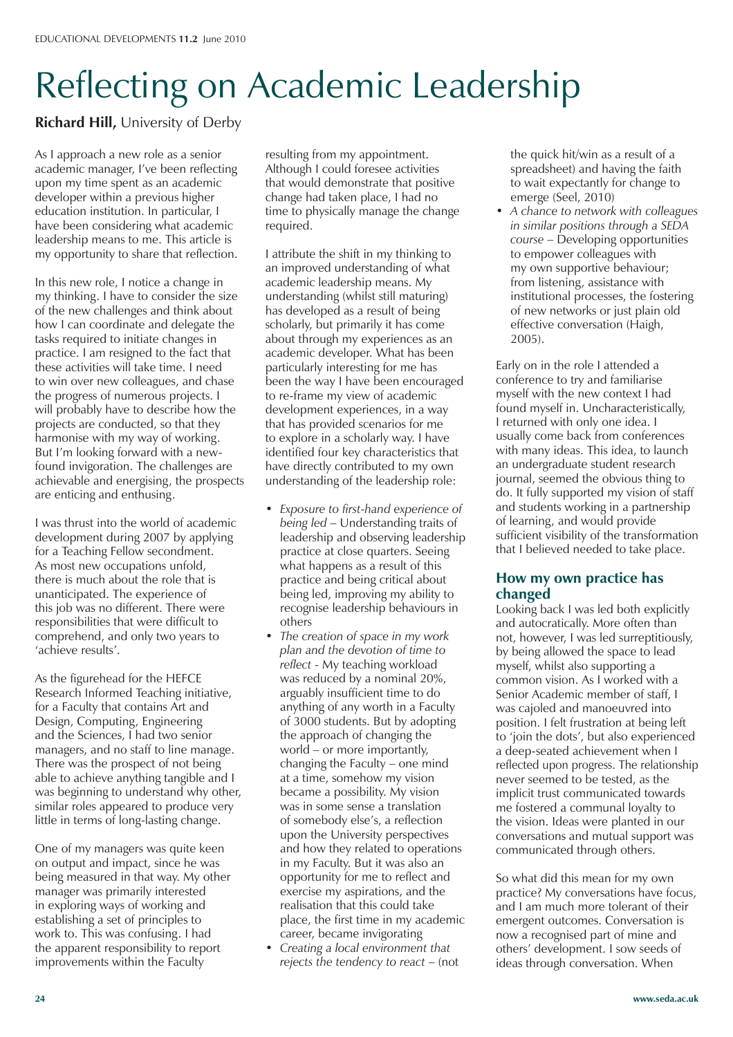# Reflecting on Academic Leadership

**Richard Hill,** University of Derby

As I approach a new role as a senior academic manager, I've been reflecting upon my time spent as an academic developer within a previous higher education institution. In particular, I have been considering what academic leadership means to me. This article is my opportunity to share that reflection.

In this new role, I notice a change in my thinking. I have to consider the size of the new challenges and think about how I can coordinate and delegate the tasks required to initiate changes in practice. I am resigned to the fact that these activities will take time. I need to win over new colleagues, and chase the progress of numerous projects. I will probably have to describe how the projects are conducted, so that they harmonise with my way of working. But I'm looking forward with a new-found invigoration. The challenges are achievable and energising, the prospects are enticing and enthusing.

I was thrust into the world of academic development during 2007 by applying for a Teaching Fellow secondment. As most new occupations unfold, there is much about the role that is unanticipated. The experience of this job was no different. There were responsibilities that were difficult to comprehend, and only two years to 'achieve results'.

As the figurehead for the HEFCE Research Informed Teaching initiative, for a Faculty that contains Art and Design, Computing, Engineering and the Sciences, I had two senior managers, and no staff to line manage. There was the prospect of not being able to achieve anything tangible and I was beginning to understand why other, similar roles appeared to produce very little in terms of long-lasting change.

One of my managers was quite keen on output and impact, since he was being measured in that way. My other manager was primarily interested in exploring ways of working and establishing a set of principles to work to. This was confusing. I had the apparent responsibility to report improvements within the Faculty resulting from my appointment. Although I could foresee activities that would demonstrate that positive change had taken place, I had no time to physically manage the change required.

I attribute the shift in my thinking to an improved understanding of what academic leadership means. My understanding (whilst still maturing) has developed as a result of being scholarly, but primarily it has come about through my experiences as an academic developer. What has been particularly interesting for me has been the way I have been encouraged to re-frame my view of academic development experiences, in a way that has provided scenarios for me to explore in a scholarly way. I have identified four key characteristics that have directly contributed to my own understanding of the leadership role:

- *Exposure to first-hand experience of being led* – Understanding traits of leadership and observing leadership practice at close quarters. Seeing what happens as a result of this practice and being critical about being led, improving my ability to recognise leadership behaviours in others
- *The creation of space in my work plan and the devotion of time to reflect* - My teaching workload was reduced by a nominal 20%, arguably insufficient time to do anything of any worth in a Faculty of 3000 students. But by adopting the approach of changing the world – or more importantly, changing the Faculty – one mind at a time, somehow my vision became a possibility. My vision was in some sense a translation of somebody else's, a reflection upon the University perspectives and how they related to operations in my Faculty. But it was also an opportunity for me to reflect and exercise my aspirations, and the realisation that this could take place, the first time in my academic career, became invigorating
- *Creating a local environment that rejects the tendency to react* – (not the quick hit/win as a result of a spreadsheet) and having the faith to wait expectantly for change to emerge (Seel, 2010)
- *A chance to network with colleagues in similar positions through a SEDA course* – Developing opportunities to empower colleagues with my own supportive behaviour; from listening, assistance with institutional processes, the fostering of new networks or just plain old effective conversation (Haigh, 2005).

Early on in the role I attended a conference to try and familiarise myself with the new context I had found myself in. Uncharacteristically, I returned with only one idea. I usually come back from conferences with many ideas. This idea, to launch an undergraduate student research journal, seemed the obvious thing to do. It fully supported my vision of staff and students working in a partnership of learning, and would provide sufficient visibility of the transformation that I believed needed to take place.

## How my own practice has changed

Looking back I was led both explicitly and autocratically. More often than not, however, I was led surreptitiously, by being allowed the space to lead myself, whilst also supporting a common vision. As I worked with a Senior Academic member of staff, I was cajoled and manoeuvred into position. I felt frustration at being left to 'join the dots', but also experienced a deep-seated achievement when I reflected upon progress. The relationship never seemed to be tested, as the implicit trust communicated towards me fostered a communal loyalty to the vision. Ideas were planted in our conversations and mutual support was communicated through others.

So what did this mean for my own practice? My conversations have focus, and I am much more tolerant of their emergent outcomes. Conversation is now a recognised part of mine and others' development. I sow seeds of ideas through conversation. When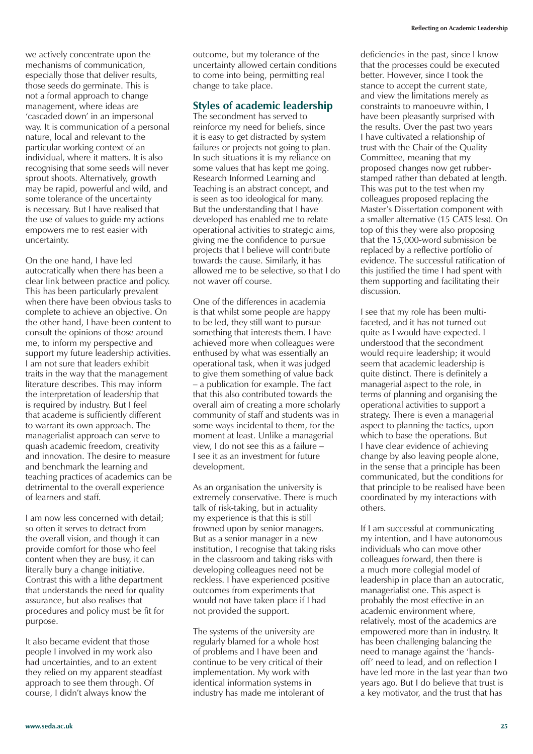we actively concentrate upon the mechanisms of communication, especially those that deliver results, those seeds do germinate. This is not a formal approach to change management, where ideas are 'cascaded down' in an impersonal way. It is communication of a personal nature, local and relevant to the particular working context of an individual, where it matters. It is also recognising that some seeds will never sprout shoots. Alternatively, growth may be rapid, powerful and wild, and some tolerance of the uncertainty is necessary. But I have realised that the use of values to guide my actions empowers me to rest easier with uncertainty.

On the one hand, I have led autocratically when there has been a clear link between practice and policy. This has been particularly prevalent when there have been obvious tasks to complete to achieve an objective. On the other hand, I have been content to consult the opinions of those around me, to inform my perspective and support my future leadership activities. I am not sure that leaders exhibit traits in the way that the management literature describes. This may inform the interpretation of leadership that is required by industry. But I feel that academe is sufficiently different to warrant its own approach. The managerialist approach can serve to quash academic freedom, creativity and innovation. The desire to measure and benchmark the learning and teaching practices of academics can be detrimental to the overall experience of learners and staff.

I am now less concerned with detail; so often it serves to detract from the overall vision, and though it can provide comfort for those who feel content when they are busy, it can literally bury a change initiative. Contrast this with a lithe department that understands the need for quality assurance, but also realises that procedures and policy must be fit for purpose.

It also became evident that those people I involved in my work also had uncertainties, and to an extent they relied on my apparent steadfast approach to see them through. Of course, I didn't always know the outcome, but my tolerance of the uncertainty allowed certain conditions to come into being, permitting real change to take place.

## Styles of academic leadership

The secondment has served to reinforce my need for beliefs, since it is easy to get distracted by system failures or projects not going to plan. In such situations it is my reliance on some values that has kept me going. Research Informed Learning and Teaching is an abstract concept, and is seen as too ideological for many. But the understanding that I have developed has enabled me to relate operational activities to strategic aims, giving me the confidence to pursue projects that I believe will contribute towards the cause. Similarly, it has allowed me to be selective, so that I do not waver off course.

One of the differences in academia is that whilst some people are happy to be led, they still want to pursue something that interests them. I have achieved more when colleagues were enthused by what was essentially an operational task, when it was judged to give them something of value back – a publication for example. The fact that this also contributed towards the overall aim of creating a more scholarly community of staff and students was in some ways incidental to them, for the moment at least. Unlike a managerial view, I do not see this as a failure – I see it as an investment for future development.

As an organisation the university is extremely conservative. There is much talk of risk-taking, but in actuality my experience is that this is still frowned upon by senior managers. But as a senior manager in a new institution, I recognise that taking risks in the classroom and taking risks with developing colleagues need not be reckless. I have experienced positive outcomes from experiments that would not have taken place if I had not provided the support.

The systems of the university are regularly blamed for a whole host of problems and I have been and continue to be very critical of their implementation. My work with identical information systems in industry has made me intolerant of deficiencies in the past, since I know that the processes could be executed better. However, since I took the stance to accept the current state, and view the limitations merely as constraints to manoeuvre within, I have been pleasantly surprised with the results. Over the past two years I have cultivated a relationship of trust with the Chair of the Quality Committee, meaning that my proposed changes now get rubber-stamped rather than debated at length. This was put to the test when my colleagues proposed replacing the Master's Dissertation component with a smaller alternative (15 CATS less). On top of this they were also proposing that the 15,000-word submission be replaced by a reflective portfolio of evidence. The successful ratification of this justified the time I had spent with them supporting and facilitating their discussion.

I see that my role has been multi-faceted, and it has not turned out quite as I would have expected. I understood that the secondment would require leadership; it would seem that academic leadership is quite distinct. There is definitely a managerial aspect to the role, in terms of planning and organising the operational activities to support a strategy. There is even a managerial aspect to planning the tactics, upon which to base the operations. But I have clear evidence of achieving change by also leaving people alone, in the sense that a principle has been communicated, but the conditions for that principle to be realised have been coordinated by my interactions with others.

If I am successful at communicating my intention, and I have autonomous individuals who can move other colleagues forward, then there is a much more collegial model of leadership in place than an autocratic, managerialist one. This aspect is probably the most effective in an academic environment where, relatively, most of the academics are empowered more than in industry. It has been challenging balancing the need to manage against the 'hands-off' need to lead, and on reflection I have led more in the last year than two years ago. But I do believe that trust is a key motivator, and the trust that has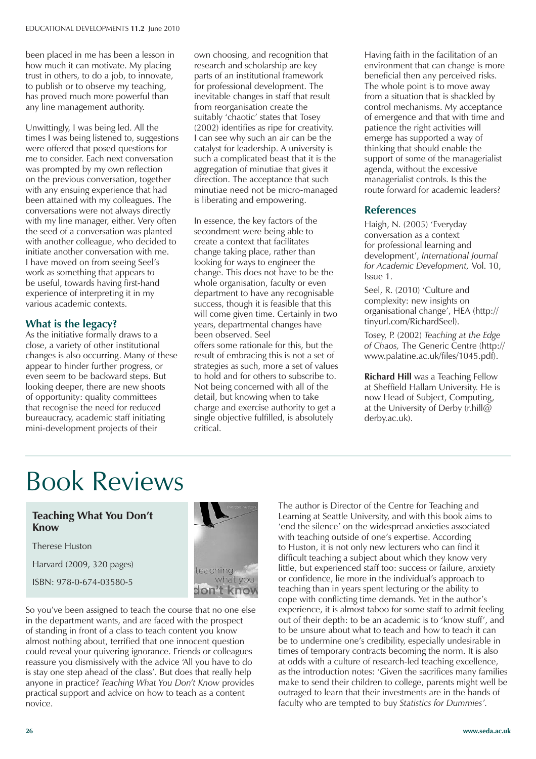been placed in me has been a lesson in how much it can motivate. My placing trust in others, to do a job, to innovate, to publish or to observe my teaching, has proved much more powerful than any line management authority.

Unwittingly, I was being led. All the times I was being listened to, suggestions were offered that posed questions for me to consider. Each next conversation was prompted by my own reflection on the previous conversation, together with any ensuing experience that had been attained with my colleagues. The conversations were not always directly with my line manager, either. Very often the seed of a conversation was planted with another colleague, who decided to initiate another conversation with me. I have moved on from seeing Seel's work as something that appears to be useful, towards having first-hand experience of interpreting it in my various academic contexts.

### What is the legacy?

As the initiative formally draws to a close, a variety of other institutional changes is also occurring. Many of these appear to hinder further progress, or even seem to be backward steps. But looking deeper, there are new shoots of opportunity: quality committees that recognise the need for reduced bureaucracy, academic staff initiating mini-development projects of their own choosing, and recognition that research and scholarship are key parts of an institutional framework for professional development. The inevitable changes in staff that result from reorganisation create the suitably 'chaotic' states that Tosey (2002) identifies as ripe for creativity. I can see why such an air can be the catalyst for leadership. A university is such a complicated beast that it is the aggregation of minutiae that gives it direction. The acceptance that such minutiae need not be micro-managed is liberating and empowering.

In essence, the key factors of the secondment were being able to create a context that facilitates change taking place, rather than looking for ways to engineer the change. This does not have to be the whole organisation, faculty or even department to have any recognisable success, though it is feasible that this will come given time. Certainly in two years, departmental changes have been observed. Seel offers some rationale for this, but the result of embracing this is not a set of strategies as such, more a set of values to hold and for others to subscribe to. Not being concerned with all of the detail, but knowing when to take charge and exercise authority to get a single objective fulfilled, is absolutely critical.

Having faith in the facilitation of an environment that can change is more beneficial then any perceived risks. The whole point is to move away from a situation that is shackled by control mechanisms. My acceptance of emergence and that with time and patience the right activities will emerge has supported a way of thinking that should enable the support of some of the managerialist agenda, without the excessive managerialist controls. Is this the route forward for academic leaders?

### References

Haigh, N. (2005) 'Everyday conversation as a context for professional learning and development', *International Journal for Academic Development,* Vol. 10, Issue 1.

Seel, R. (2010) 'Culture and complexity: new insights on organisational change', HEA (http://tinyurl.com/RichardSeel).

Tosey, P. (2002) *Teaching at the Edge of Chaos,* The Generic Centre (http://www.palatine.ac.uk/files/1045.pdf).

**Richard Hill** was a Teaching Fellow at Sheffield Hallam University. He is now Head of Subject, Computing, at the University of Derby (r.hill@derby.ac.uk).

# Book Reviews

## Teaching What You Don't Know

Therese Huston

Harvard (2009, 320 pages)

ISBN: 978-0-674-03580-5

So you've been assigned to teach the course that no one else in the department wants, and are faced with the prospect of standing in front of a class to teach content you know almost nothing about, terrified that one innocent question could reveal your quivering ignorance. Friends or colleagues reassure you dismissively with the advice 'All you have to do is stay one step ahead of the class'. But does that really help anyone in practice? *Teaching What You Don't Know* provides practical support and advice on how to teach as a content novice.

The author is Director of the Centre for Teaching and Learning at Seattle University, and with this book aims to 'end the silence' on the widespread anxieties associated with teaching outside of one's expertise. According to Huston, it is not only new lecturers who can find it difficult teaching a subject about which they know very little, but experienced staff too: success or failure, anxiety or confidence, lie more in the individual's approach to teaching than in years spent lecturing or the ability to cope with conflicting time demands. Yet in the author's experience, it is almost taboo for some staff to admit feeling out of their depth: to be an academic is to 'know stuff', and to be unsure about what to teach and how to teach it can be to undermine one's credibility, especially undesirable in times of temporary contracts becoming the norm. It is also at odds with a culture of research-led teaching excellence, as the introduction notes: 'Given the sacrifices many families make to send their children to college, parents might well be outraged to learn that their investments are in the hands of faculty who are tempted to buy *Statistics for Dummies'.*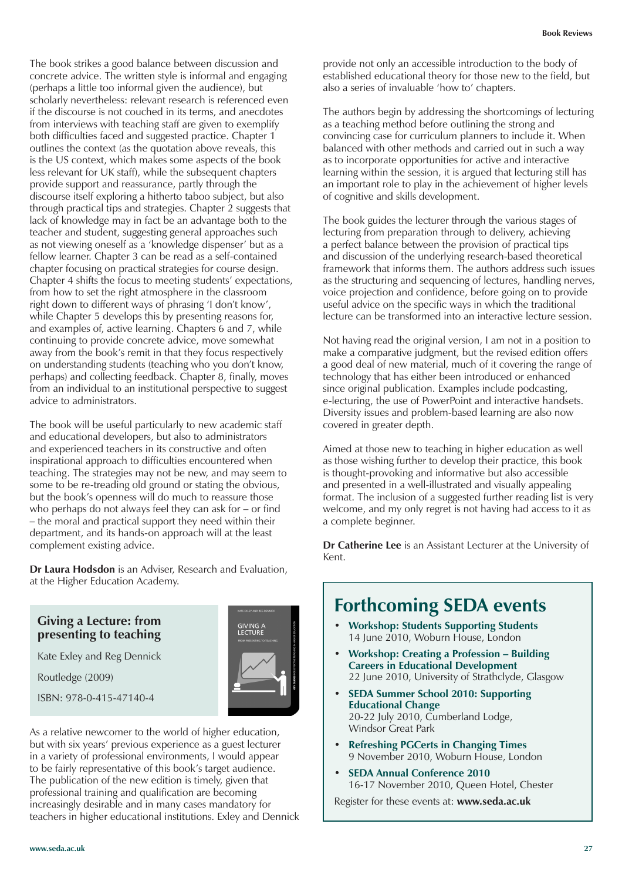The book strikes a good balance between discussion and concrete advice. The written style is informal and engaging (perhaps a little too informal given the audience), but scholarly nevertheless: relevant research is referenced even if the discourse is not couched in its terms, and anecdotes from interviews with teaching staff are given to exemplify both difficulties faced and suggested practice. Chapter 1 outlines the context (as the quotation above reveals, this is the US context, which makes some aspects of the book less relevant for UK staff), while the subsequent chapters provide support and reassurance, partly through the discourse itself exploring a hitherto taboo subject, but also through practical tips and strategies. Chapter 2 suggests that lack of knowledge may in fact be an advantage both to the teacher and student, suggesting general approaches such as not viewing oneself as a 'knowledge dispenser' but as a fellow learner. Chapter 3 can be read as a self-contained chapter focusing on practical strategies for course design. Chapter 4 shifts the focus to meeting students' expectations, from how to set the right atmosphere in the classroom right down to different ways of phrasing 'I don't know', while Chapter 5 develops this by presenting reasons for, and examples of, active learning. Chapters 6 and 7, while continuing to provide concrete advice, move somewhat away from the book's remit in that they focus respectively on understanding students (teaching who you don't know, perhaps) and collecting feedback. Chapter 8, finally, moves from an individual to an institutional perspective to suggest advice to administrators.

The book will be useful particularly to new academic staff and educational developers, but also to administrators and experienced teachers in its constructive and often inspirational approach to difficulties encountered when teaching. The strategies may not be new, and may seem to some to be re-treading old ground or stating the obvious, but the book's openness will do much to reassure those who perhaps do not always feel they can ask for – or find – the moral and practical support they need within their department, and its hands-on approach will at the least complement existing advice.

**Dr Laura Hodsdon** is an Adviser, Research and Evaluation, at the Higher Education Academy.

## Giving a Lecture: from presenting to teaching

Kate Exley and Reg Dennick

Routledge (2009)

ISBN: 978-0-415-47140-4

As a relative newcomer to the world of higher education, but with six years' previous experience as a guest lecturer in a variety of professional environments, I would appear to be fairly representative of this book's target audience. The publication of the new edition is timely, given that professional training and qualification are becoming increasingly desirable and in many cases mandatory for teachers in higher educational institutions. Exley and Dennick provide not only an accessible introduction to the body of established educational theory for those new to the field, but also a series of invaluable 'how to' chapters.

The authors begin by addressing the shortcomings of lecturing as a teaching method before outlining the strong and convincing case for curriculum planners to include it. When balanced with other methods and carried out in such a way as to incorporate opportunities for active and interactive learning within the session, it is argued that lecturing still has an important role to play in the achievement of higher levels of cognitive and skills development.

The book guides the lecturer through the various stages of lecturing from preparation through to delivery, achieving a perfect balance between the provision of practical tips and discussion of the underlying research-based theoretical framework that informs them. The authors address such issues as the structuring and sequencing of lectures, handling nerves, voice projection and confidence, before going on to provide useful advice on the specific ways in which the traditional lecture can be transformed into an interactive lecture session.

Not having read the original version, I am not in a position to make a comparative judgment, but the revised edition offers a good deal of new material, much of it covering the range of technology that has either been introduced or enhanced since original publication. Examples include podcasting, e-lecturing, the use of PowerPoint and interactive handsets. Diversity issues and problem-based learning are also now covered in greater depth.

Aimed at those new to teaching in higher education as well as those wishing further to develop their practice, this book is thought-provoking and informative but also accessible and presented in a well-illustrated and visually appealing format. The inclusion of a suggested further reading list is very welcome, and my only regret is not having had access to it as a complete beginner.

**Dr Catherine Lee** is an Assistant Lecturer at the University of Kent.

## Forthcoming SEDA events

- **Workshop: Students Supporting Students**
  14 June 2010, Woburn House, London
- **Workshop: Creating a Profession – Building Careers in Educational Development**
  22 June 2010, University of Strathclyde, Glasgow
- **SEDA Summer School 2010: Supporting Educational Change**
  20-22 July 2010, Cumberland Lodge, Windsor Great Park
- **Refreshing PGCerts in Changing Times**
  9 November 2010, Woburn House, London
- **SEDA Annual Conference 2010**
  16-17 November 2010, Queen Hotel, Chester

Register for these events at: **www.seda.ac.uk**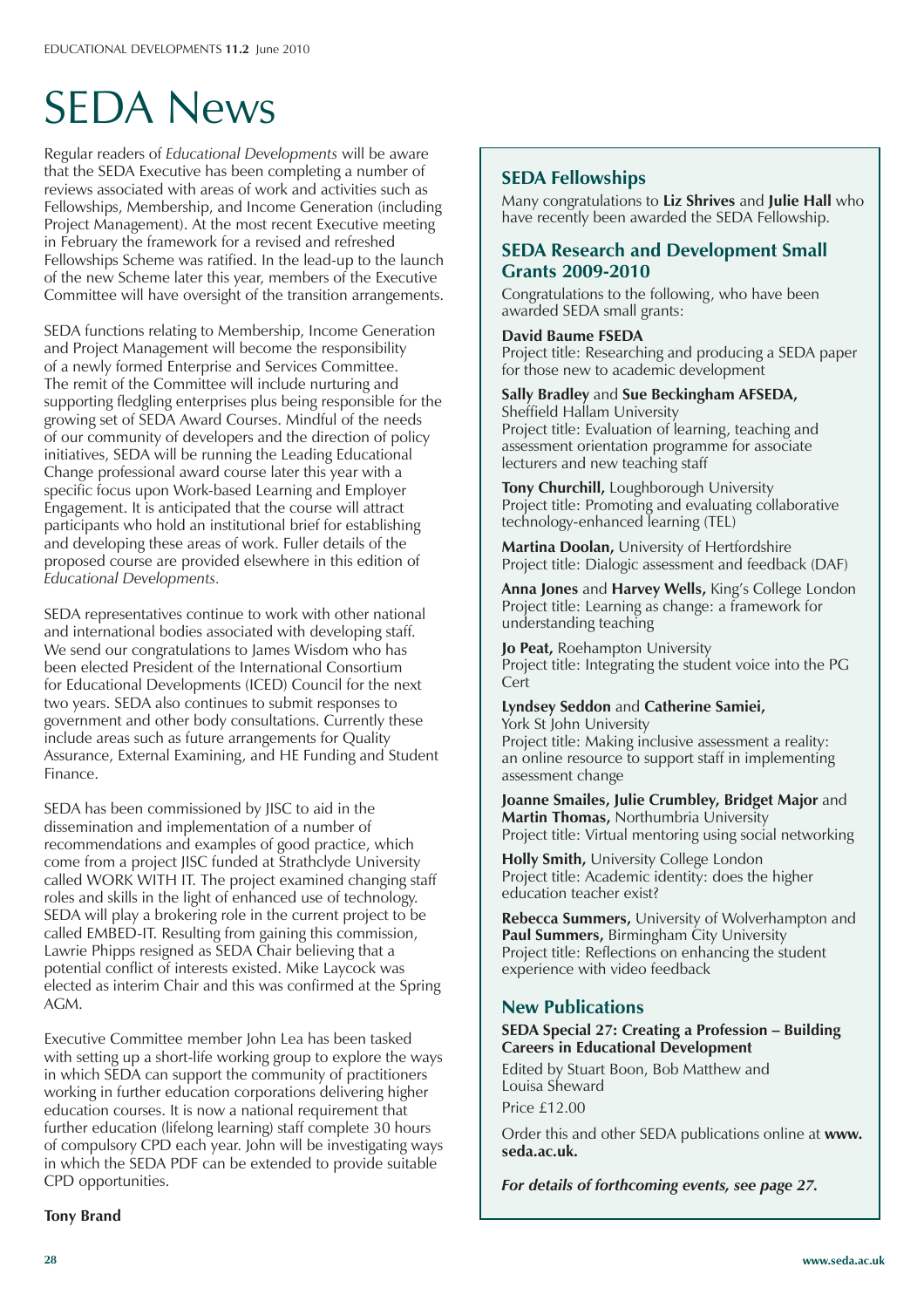# SEDA News

Regular readers of *Educational Developments* will be aware that the SEDA Executive has been completing a number of reviews associated with areas of work and activities such as Fellowships, Membership, and Income Generation (including Project Management). At the most recent Executive meeting in February the framework for a revised and refreshed Fellowships Scheme was ratified. In the lead-up to the launch of the new Scheme later this year, members of the Executive Committee will have oversight of the transition arrangements.

SEDA functions relating to Membership, Income Generation and Project Management will become the responsibility of a newly formed Enterprise and Services Committee. The remit of the Committee will include nurturing and supporting fledgling enterprises plus being responsible for the growing set of SEDA Award Courses. Mindful of the needs of our community of developers and the direction of policy initiatives, SEDA will be running the Leading Educational Change professional award course later this year with a specific focus upon Work-based Learning and Employer Engagement. It is anticipated that the course will attract participants who hold an institutional brief for establishing and developing these areas of work. Fuller details of the proposed course are provided elsewhere in this edition of *Educational Developments*.

SEDA representatives continue to work with other national and international bodies associated with developing staff. We send our congratulations to James Wisdom who has been elected President of the International Consortium for Educational Developments (ICED) Council for the next two years. SEDA also continues to submit responses to government and other body consultations. Currently these include areas such as future arrangements for Quality Assurance, External Examining, and HE Funding and Student Finance.

SEDA has been commissioned by JISC to aid in the dissemination and implementation of a number of recommendations and examples of good practice, which come from a project JISC funded at Strathclyde University called WORK WITH IT. The project examined changing staff roles and skills in the light of enhanced use of technology. SEDA will play a brokering role in the current project to be called EMBED-IT. Resulting from gaining this commission, Lawrie Phipps resigned as SEDA Chair believing that a potential conflict of interests existed. Mike Laycock was elected as interim Chair and this was confirmed at the Spring AGM.

Executive Committee member John Lea has been tasked with setting up a short-life working group to explore the ways in which SEDA can support the community of practitioners working in further education corporations delivering higher education courses. It is now a national requirement that further education (lifelong learning) staff complete 30 hours of compulsory CPD each year. John will be investigating ways in which the SEDA PDF can be extended to provide suitable CPD opportunities.

**Tony Brand**

## SEDA Fellowships

Many congratulations to **Liz Shrives** and **Julie Hall** who have recently been awarded the SEDA Fellowship.

## SEDA Research and Development Small Grants 2009-2010

Congratulations to the following, who have been awarded SEDA small grants:

**David Baume FSEDA**
Project title: Researching and producing a SEDA paper for those new to academic development

**Sally Bradley** and **Sue Beckingham AFSEDA,** Sheffield Hallam University
Project title: Evaluation of learning, teaching and assessment orientation programme for associate lecturers and new teaching staff

**Tony Churchill,** Loughborough University
Project title: Promoting and evaluating collaborative technology-enhanced learning (TEL)

**Martina Doolan,** University of Hertfordshire
Project title: Dialogic assessment and feedback (DAF)

**Anna Jones** and **Harvey Wells,** King's College London
Project title: Learning as change: a framework for understanding teaching

**Jo Peat,** Roehampton University
Project title: Integrating the student voice into the PG Cert

**Lyndsey Seddon** and **Catherine Samiei,** York St John University
Project title: Making inclusive assessment a reality: an online resource to support staff in implementing assessment change

**Joanne Smailes, Julie Crumbley, Bridget Major** and **Martin Thomas,** Northumbria University
Project title: Virtual mentoring using social networking

**Holly Smith,** University College London
Project title: Academic identity: does the higher education teacher exist?

**Rebecca Summers,** University of Wolverhampton and **Paul Summers,** Birmingham City University
Project title: Reflections on enhancing the student experience with video feedback

## New Publications

**SEDA Special 27: Creating a Profession – Building Careers in Educational Development**

Edited by Stuart Boon, Bob Matthew and Louisa Sheward

Price £12.00

Order this and other SEDA publications online at **www.seda.ac.uk.**

***For details of forthcoming events, see page 27.***